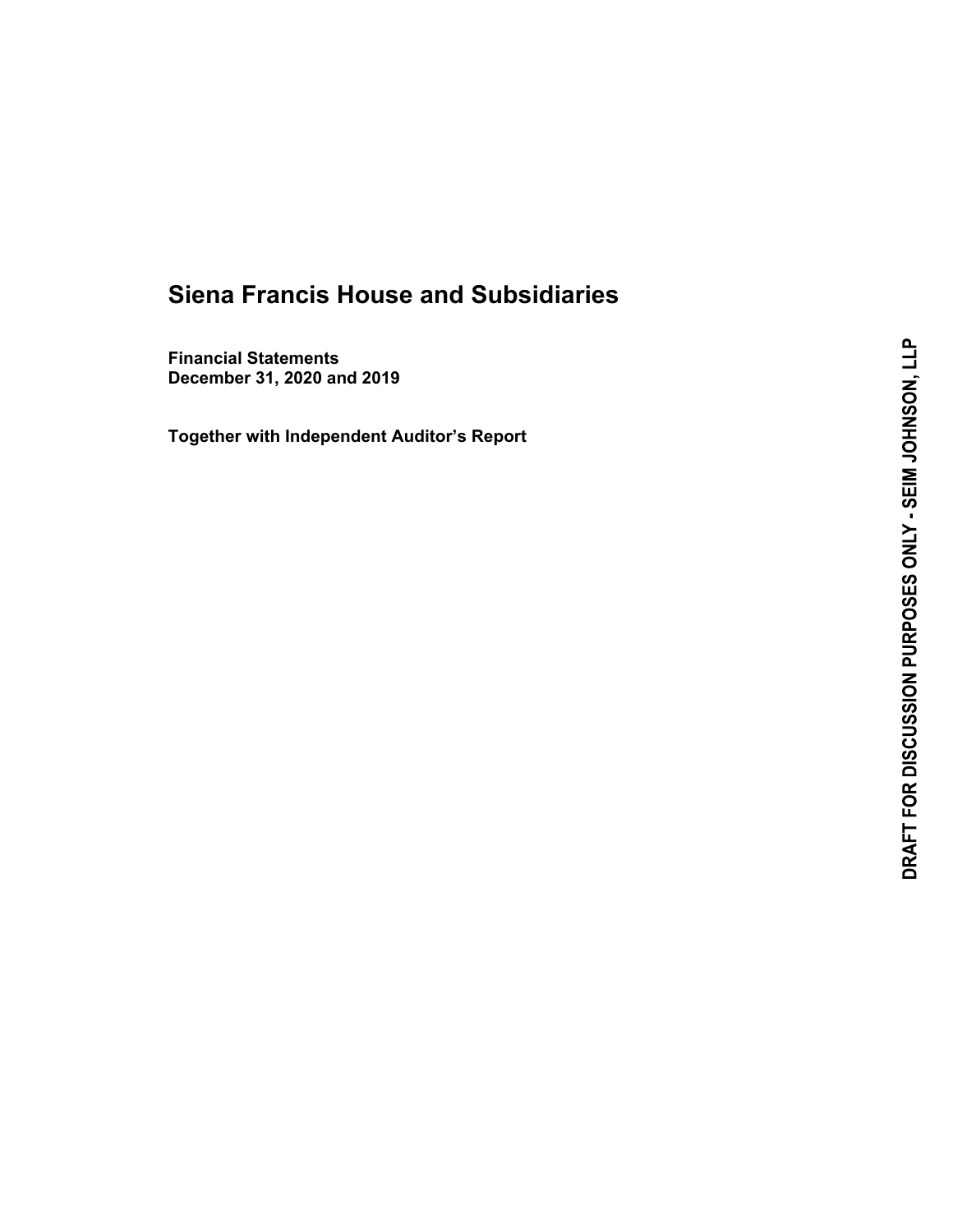# Siena Francis House and Subsidiaries

**Financial Statements**
**December 31, 2020 and 2019**

**Together with Independent Auditor's Report**

DRAFT FOR DISCUSSION PURPOSES ONLY - SEIM JOHNSON, LLP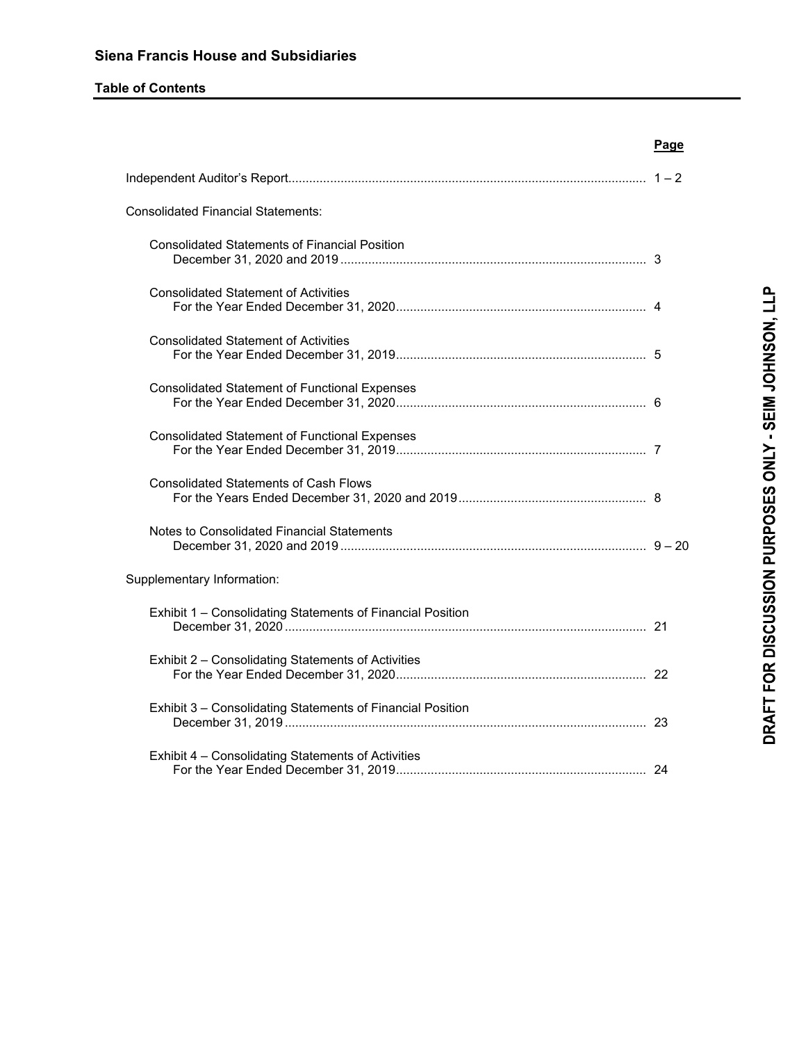# Siena Francis House and Subsidiaries

## Table of Contents

| | Page |
|---|---|
| Independent Auditor's Report | 1 – 2 |
| **Consolidated Financial Statements:** | |
| Consolidated Statements of Financial Position<br>December 31, 2020 and 2019 | 3 |
| Consolidated Statement of Activities<br>For the Year Ended December 31, 2020 | 4 |
| Consolidated Statement of Activities<br>For the Year Ended December 31, 2019 | 5 |
| Consolidated Statement of Functional Expenses<br>For the Year Ended December 31, 2020 | 6 |
| Consolidated Statement of Functional Expenses<br>For the Year Ended December 31, 2019 | 7 |
| Consolidated Statements of Cash Flows<br>For the Years Ended December 31, 2020 and 2019 | 8 |
| Notes to Consolidated Financial Statements<br>December 31, 2020 and 2019 | 9 – 20 |
| **Supplementary Information:** | |
| Exhibit 1 – Consolidating Statements of Financial Position<br>December 31, 2020 | 21 |
| Exhibit 2 – Consolidating Statements of Activities<br>For the Year Ended December 31, 2020 | 22 |
| Exhibit 3 – Consolidating Statements of Financial Position<br>December 31, 2019 | 23 |
| Exhibit 4 – Consolidating Statements of Activities<br>For the Year Ended December 31, 2019 | 24 |

DRAFT FOR DISCUSSION PURPOSES ONLY - SEIM JOHNSON, LLP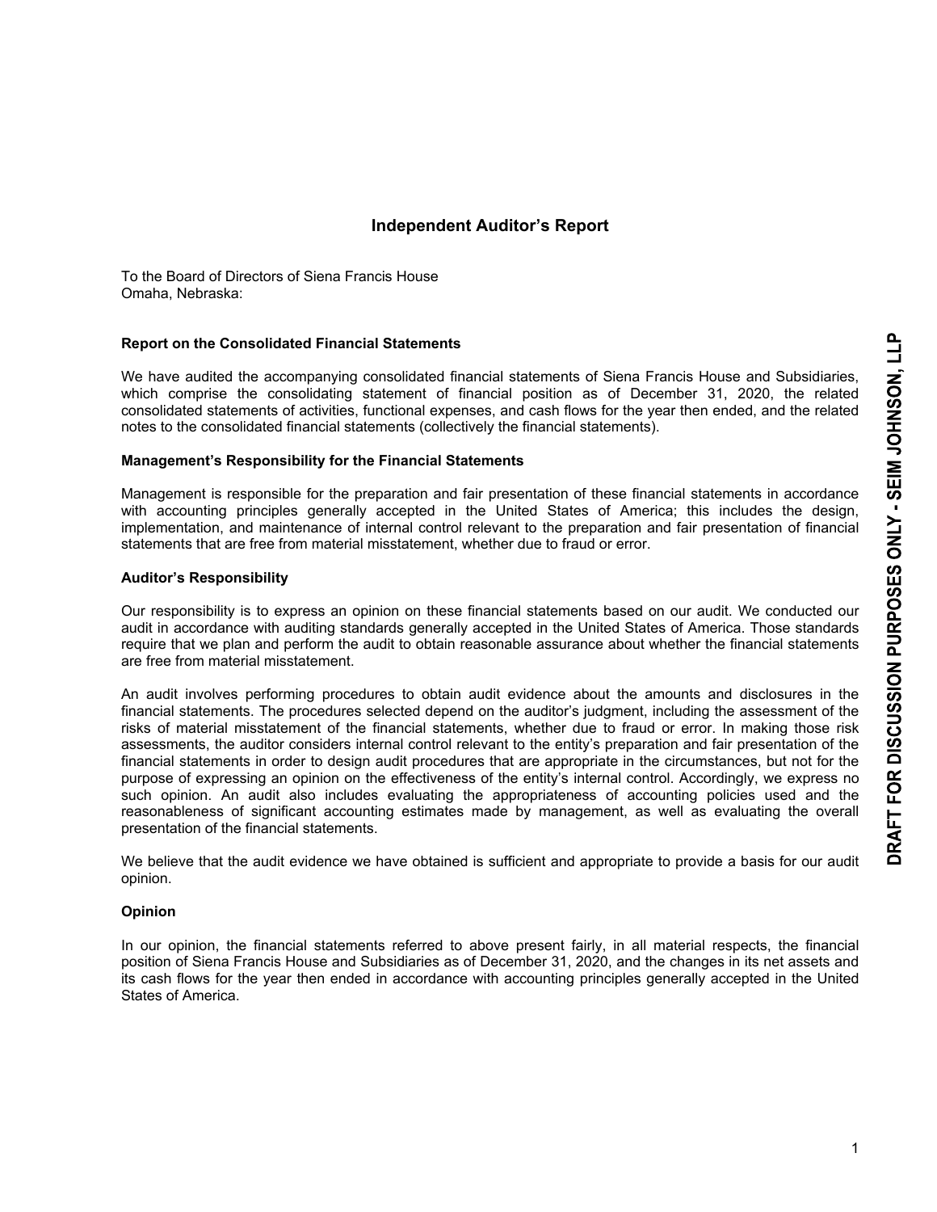# Independent Auditor's Report

To the Board of Directors of Siena Francis House
Omaha, Nebraska:

**Report on the Consolidated Financial Statements**

We have audited the accompanying consolidated financial statements of Siena Francis House and Subsidiaries, which comprise the consolidating statement of financial position as of December 31, 2020, the related consolidated statements of activities, functional expenses, and cash flows for the year then ended, and the related notes to the consolidated financial statements (collectively the financial statements).

**Management's Responsibility for the Financial Statements**

Management is responsible for the preparation and fair presentation of these financial statements in accordance with accounting principles generally accepted in the United States of America; this includes the design, implementation, and maintenance of internal control relevant to the preparation and fair presentation of financial statements that are free from material misstatement, whether due to fraud or error.

**Auditor's Responsibility**

Our responsibility is to express an opinion on these financial statements based on our audit. We conducted our audit in accordance with auditing standards generally accepted in the United States of America. Those standards require that we plan and perform the audit to obtain reasonable assurance about whether the financial statements are free from material misstatement.

An audit involves performing procedures to obtain audit evidence about the amounts and disclosures in the financial statements. The procedures selected depend on the auditor's judgment, including the assessment of the risks of material misstatement of the financial statements, whether due to fraud or error. In making those risk assessments, the auditor considers internal control relevant to the entity's preparation and fair presentation of the financial statements in order to design audit procedures that are appropriate in the circumstances, but not for the purpose of expressing an opinion on the effectiveness of the entity's internal control. Accordingly, we express no such opinion. An audit also includes evaluating the appropriateness of accounting policies used and the reasonableness of significant accounting estimates made by management, as well as evaluating the overall presentation of the financial statements.

We believe that the audit evidence we have obtained is sufficient and appropriate to provide a basis for our audit opinion.

**Opinion**

In our opinion, the financial statements referred to above present fairly, in all material respects, the financial position of Siena Francis House and Subsidiaries as of December 31, 2020, and the changes in its net assets and its cash flows for the year then ended in accordance with accounting principles generally accepted in the United States of America.

DRAFT FOR DISCUSSION PURPOSES ONLY - SEIM JOHNSON, LLP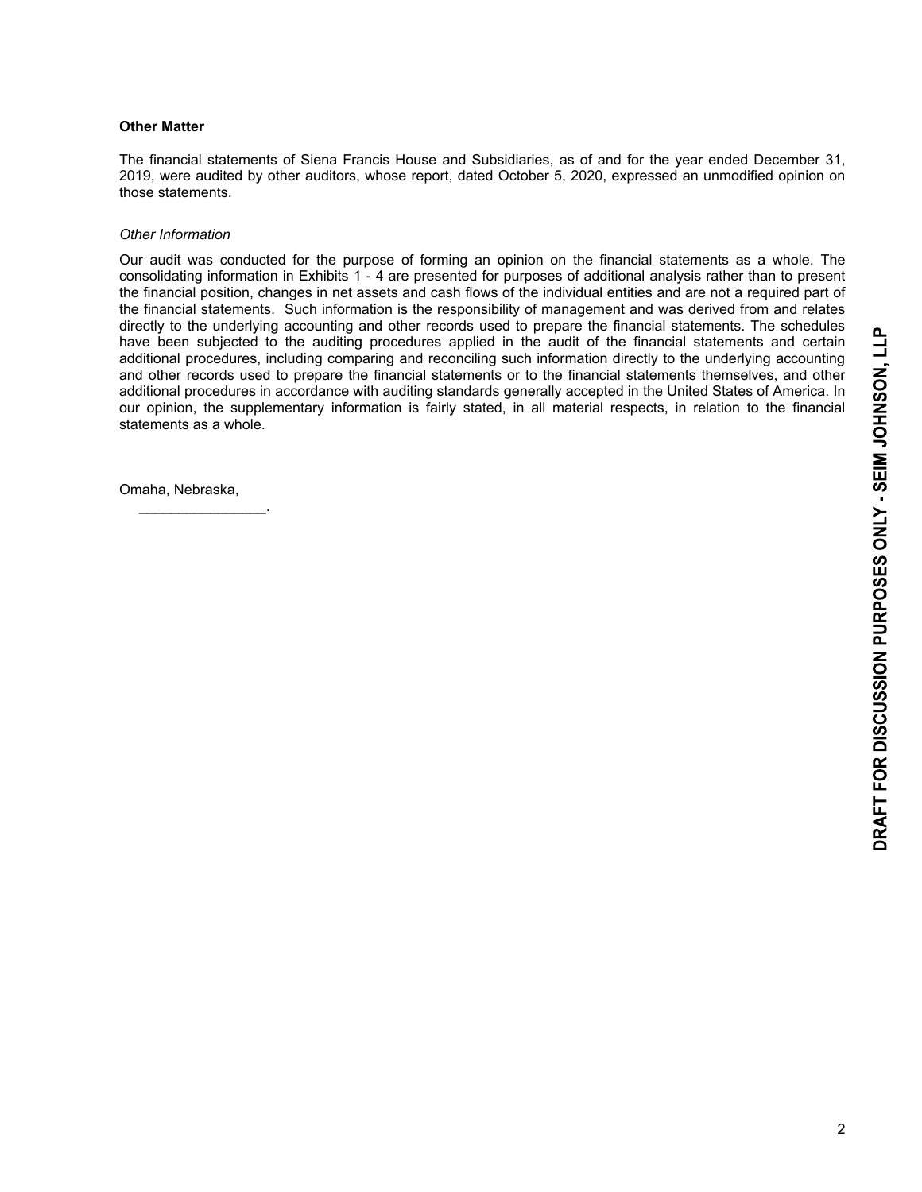**Other Matter**

The financial statements of Siena Francis House and Subsidiaries, as of and for the year ended December 31, 2019, were audited by other auditors, whose report, dated October 5, 2020, expressed an unmodified opinion on those statements.

*Other Information*

Our audit was conducted for the purpose of forming an opinion on the financial statements as a whole. The consolidating information in Exhibits 1 - 4 are presented for purposes of additional analysis rather than to present the financial position, changes in net assets and cash flows of the individual entities and are not a required part of the financial statements. Such information is the responsibility of management and was derived from and relates directly to the underlying accounting and other records used to prepare the financial statements. The schedules have been subjected to the auditing procedures applied in the audit of the financial statements and certain additional procedures, including comparing and reconciling such information directly to the underlying accounting and other records used to prepare the financial statements or to the financial statements themselves, and other additional procedures in accordance with auditing standards generally accepted in the United States of America. In our opinion, the supplementary information is fairly stated, in all material respects, in relation to the financial statements as a whole.

Omaha, Nebraska,
________________.

DRAFT FOR DISCUSSION PURPOSES ONLY - SEIM JOHNSON, LLP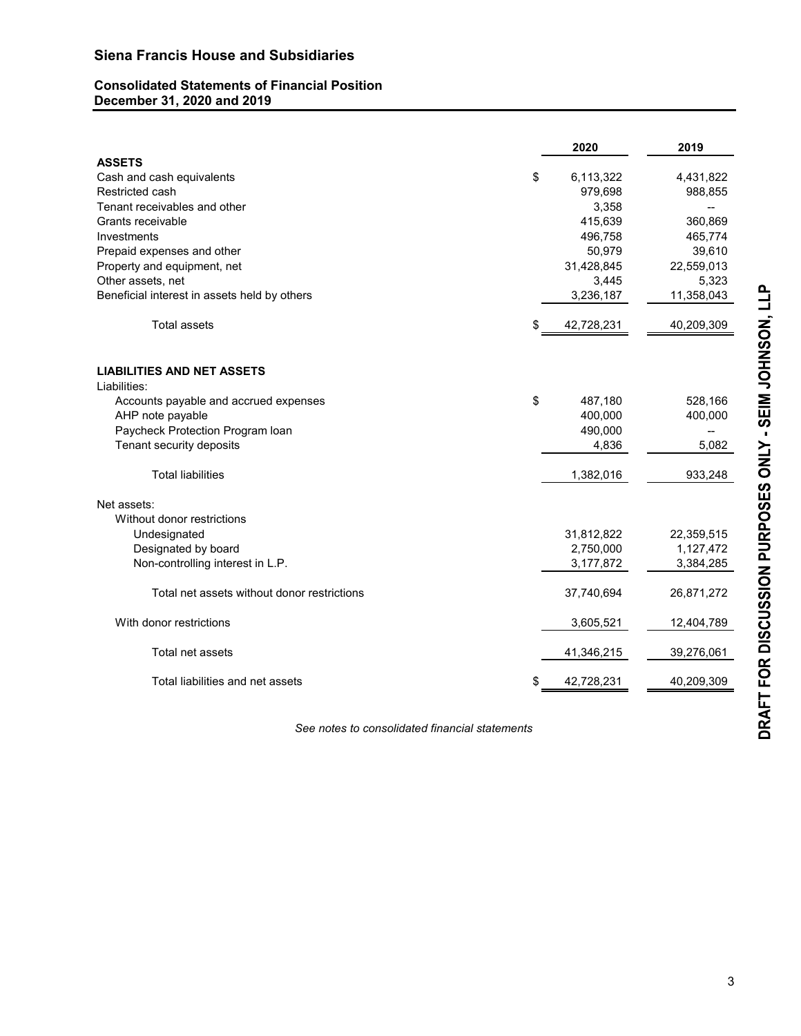# Siena Francis House and Subsidiaries

## Consolidated Statements of Financial Position
## December 31, 2020 and 2019

| | 2020 | 2019 |
|---|---|---|
| **ASSETS** | | |
| Cash and cash equivalents | $ 6,113,322 | 4,431,822 |
| Restricted cash | 979,698 | 988,855 |
| Tenant receivables and other | 3,358 | -- |
| Grants receivable | 415,639 | 360,869 |
| Investments | 496,758 | 465,774 |
| Prepaid expenses and other | 50,979 | 39,610 |
| Property and equipment, net | 31,428,845 | 22,559,013 |
| Other assets, net | 3,445 | 5,323 |
| Beneficial interest in assets held by others | 3,236,187 | 11,358,043 |
| Total assets | $ 42,728,231 | 40,209,309 |
| | | |
| **LIABILITIES AND NET ASSETS** | | |
| Liabilities: | | |
| Accounts payable and accrued expenses | $ 487,180 | 528,166 |
| AHP note payable | 400,000 | 400,000 |
| Paycheck Protection Program loan | 490,000 | -- |
| Tenant security deposits | 4,836 | 5,082 |
| Total liabilities | 1,382,016 | 933,248 |
| Net assets: | | |
| Without donor restrictions | | |
| Undesignated | 31,812,822 | 22,359,515 |
| Designated by board | 2,750,000 | 1,127,472 |
| Non-controlling interest in L.P. | 3,177,872 | 3,384,285 |
| Total net assets without donor restrictions | 37,740,694 | 26,871,272 |
| With donor restrictions | 3,605,521 | 12,404,789 |
| Total net assets | 41,346,215 | 39,276,061 |
| Total liabilities and net assets | $ 42,728,231 | 40,209,309 |

*See notes to consolidated financial statements*

DRAFT FOR DISCUSSION PURPOSES ONLY - SEIM JOHNSON, LLP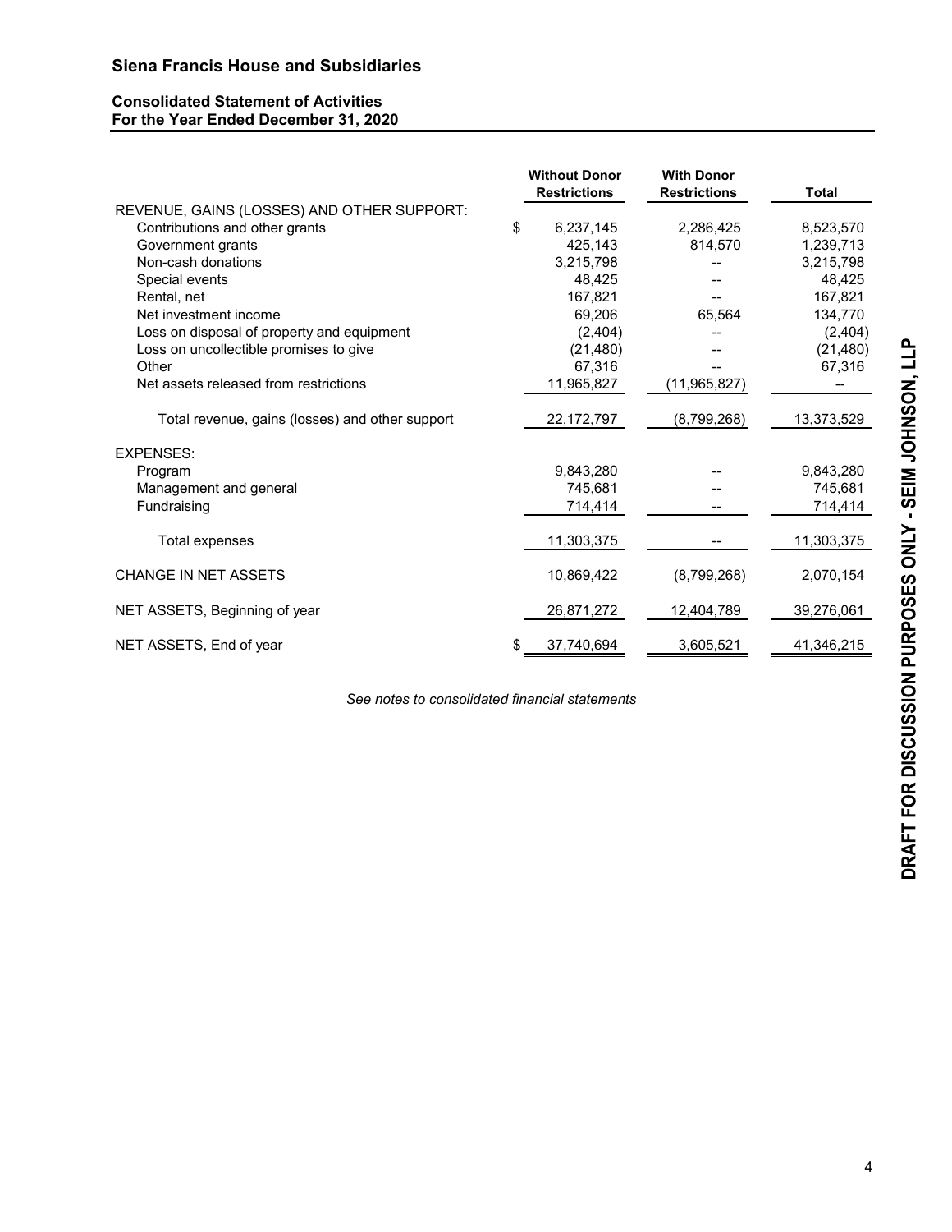# Siena Francis House and Subsidiaries

## Consolidated Statement of Activities
### For the Year Ended December 31, 2020

| | Without Donor Restrictions | With Donor Restrictions | Total |
|---|---|---|---|
| REVENUE, GAINS (LOSSES) AND OTHER SUPPORT: | | | |
| Contributions and other grants | $ 6,237,145 | 2,286,425 | 8,523,570 |
| Government grants | 425,143 | 814,570 | 1,239,713 |
| Non-cash donations | 3,215,798 | -- | 3,215,798 |
| Special events | 48,425 | -- | 48,425 |
| Rental, net | 167,821 | -- | 167,821 |
| Net investment income | 69,206 | 65,564 | 134,770 |
| Loss on disposal of property and equipment | (2,404) | -- | (2,404) |
| Loss on uncollectible promises to give | (21,480) | -- | (21,480) |
| Other | 67,316 | -- | 67,316 |
| Net assets released from restrictions | 11,965,827 | (11,965,827) | -- |
| Total revenue, gains (losses) and other support | 22,172,797 | (8,799,268) | 13,373,529 |
| EXPENSES: | | | |
| Program | 9,843,280 | -- | 9,843,280 |
| Management and general | 745,681 | -- | 745,681 |
| Fundraising | 714,414 | -- | 714,414 |
| Total expenses | 11,303,375 | -- | 11,303,375 |
| CHANGE IN NET ASSETS | 10,869,422 | (8,799,268) | 2,070,154 |
| NET ASSETS, Beginning of year | 26,871,272 | 12,404,789 | 39,276,061 |
| NET ASSETS, End of year | $ 37,740,694 | 3,605,521 | 41,346,215 |

*See notes to consolidated financial statements*

DRAFT FOR DISCUSSION PURPOSES ONLY - SEIM JOHNSON, LLP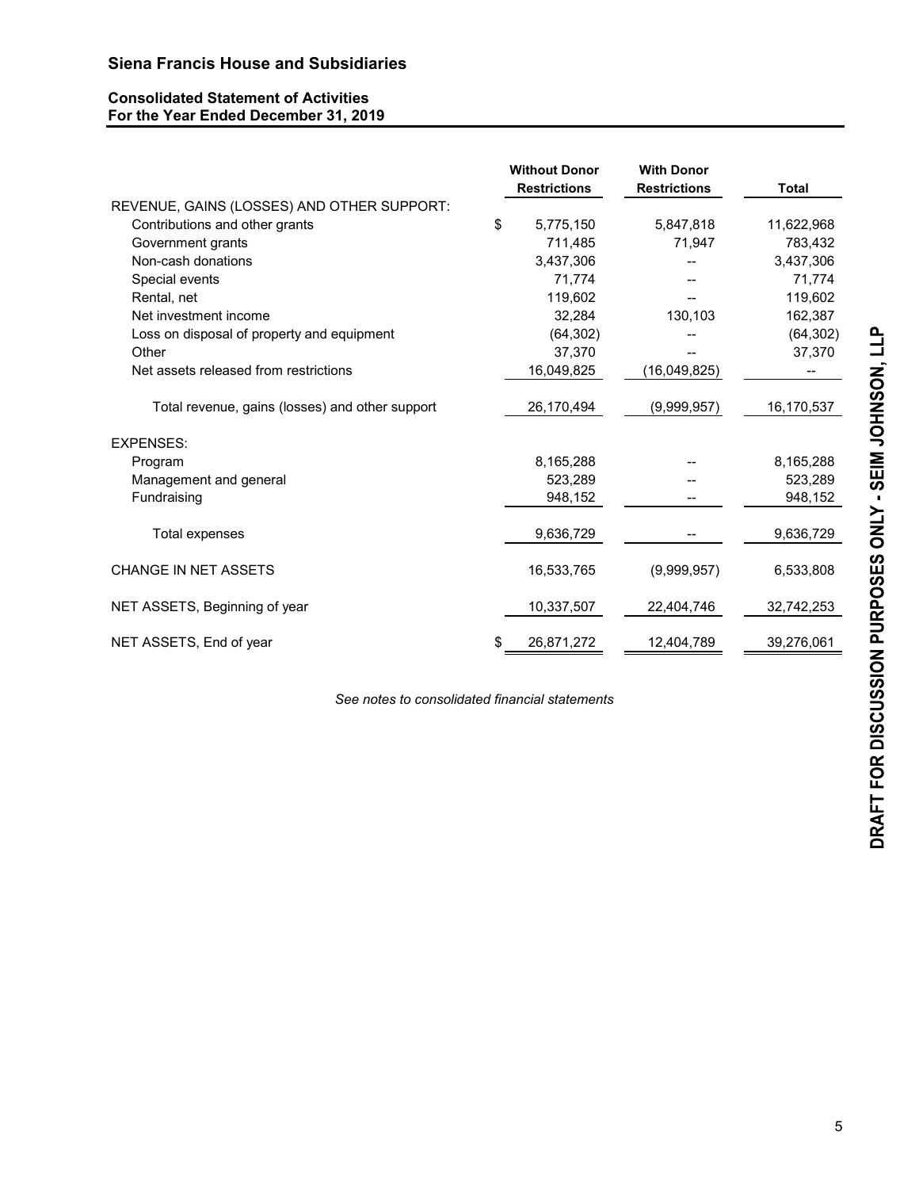## Siena Francis House and Subsidiaries

### Consolidated Statement of Activities
### For the Year Ended December 31, 2019

| | Without Donor Restrictions | With Donor Restrictions | Total |
|---|---|---|---|
| REVENUE, GAINS (LOSSES) AND OTHER SUPPORT: | | | |
| Contributions and other grants | $ 5,775,150 | 5,847,818 | 11,622,968 |
| Government grants | 711,485 | 71,947 | 783,432 |
| Non-cash donations | 3,437,306 | -- | 3,437,306 |
| Special events | 71,774 | -- | 71,774 |
| Rental, net | 119,602 | -- | 119,602 |
| Net investment income | 32,284 | 130,103 | 162,387 |
| Loss on disposal of property and equipment | (64,302) | -- | (64,302) |
| Other | 37,370 | -- | 37,370 |
| Net assets released from restrictions | 16,049,825 | (16,049,825) | -- |
| Total revenue, gains (losses) and other support | 26,170,494 | (9,999,957) | 16,170,537 |
| EXPENSES: | | | |
| Program | 8,165,288 | -- | 8,165,288 |
| Management and general | 523,289 | -- | 523,289 |
| Fundraising | 948,152 | -- | 948,152 |
| Total expenses | 9,636,729 | -- | 9,636,729 |
| CHANGE IN NET ASSETS | 16,533,765 | (9,999,957) | 6,533,808 |
| NET ASSETS, Beginning of year | 10,337,507 | 22,404,746 | 32,742,253 |
| NET ASSETS, End of year | $ 26,871,272 | 12,404,789 | 39,276,061 |

*See notes to consolidated financial statements*

DRAFT FOR DISCUSSION PURPOSES ONLY - SEIM JOHNSON, LLP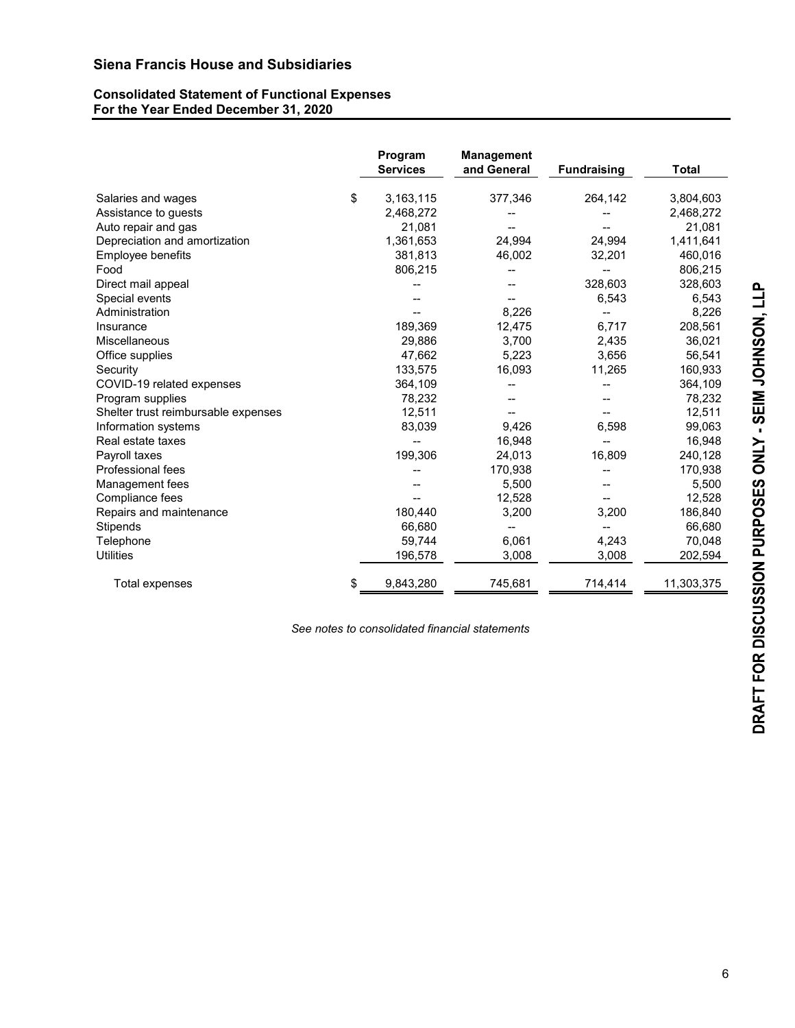## Siena Francis House and Subsidiaries

### Consolidated Statement of Functional Expenses
### For the Year Ended December 31, 2020

| | Program Services | Management and General | Fundraising | Total |
|---|---|---|---|---|
| Salaries and wages | $ 3,163,115 | 377,346 | 264,142 | 3,804,603 |
| Assistance to guests | 2,468,272 | -- | -- | 2,468,272 |
| Auto repair and gas | 21,081 | -- | -- | 21,081 |
| Depreciation and amortization | 1,361,653 | 24,994 | 24,994 | 1,411,641 |
| Employee benefits | 381,813 | 46,002 | 32,201 | 460,016 |
| Food | 806,215 | -- | -- | 806,215 |
| Direct mail appeal | -- | -- | 328,603 | 328,603 |
| Special events | -- | -- | 6,543 | 6,543 |
| Administration | -- | 8,226 | -- | 8,226 |
| Insurance | 189,369 | 12,475 | 6,717 | 208,561 |
| Miscellaneous | 29,886 | 3,700 | 2,435 | 36,021 |
| Office supplies | 47,662 | 5,223 | 3,656 | 56,541 |
| Security | 133,575 | 16,093 | 11,265 | 160,933 |
| COVID-19 related expenses | 364,109 | -- | -- | 364,109 |
| Program supplies | 78,232 | -- | -- | 78,232 |
| Shelter trust reimbursable expenses | 12,511 | -- | -- | 12,511 |
| Information systems | 83,039 | 9,426 | 6,598 | 99,063 |
| Real estate taxes | -- | 16,948 | -- | 16,948 |
| Payroll taxes | 199,306 | 24,013 | 16,809 | 240,128 |
| Professional fees | -- | 170,938 | -- | 170,938 |
| Management fees | -- | 5,500 | -- | 5,500 |
| Compliance fees | -- | 12,528 | -- | 12,528 |
| Repairs and maintenance | 180,440 | 3,200 | 3,200 | 186,840 |
| Stipends | 66,680 | -- | -- | 66,680 |
| Telephone | 59,744 | 6,061 | 4,243 | 70,048 |
| Utilities | 196,578 | 3,008 | 3,008 | 202,594 |
| Total expenses | $ 9,843,280 | 745,681 | 714,414 | 11,303,375 |

*See notes to consolidated financial statements*

DRAFT FOR DISCUSSION PURPOSES ONLY - SEIM JOHNSON, LLP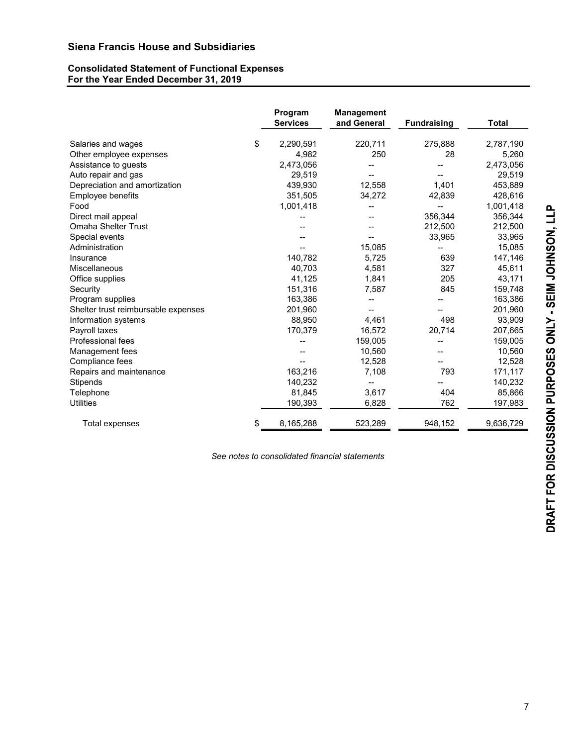## Siena Francis House and Subsidiaries

### Consolidated Statement of Functional Expenses
### For the Year Ended December 31, 2019

| | Program Services | Management and General | Fundraising | Total |
|---|---|---|---|---|
| Salaries and wages | $ 2,290,591 | 220,711 | 275,888 | 2,787,190 |
| Other employee expenses | 4,982 | 250 | 28 | 5,260 |
| Assistance to guests | 2,473,056 | -- | -- | 2,473,056 |
| Auto repair and gas | 29,519 | -- | -- | 29,519 |
| Depreciation and amortization | 439,930 | 12,558 | 1,401 | 453,889 |
| Employee benefits | 351,505 | 34,272 | 42,839 | 428,616 |
| Food | 1,001,418 | -- | -- | 1,001,418 |
| Direct mail appeal | -- | -- | 356,344 | 356,344 |
| Omaha Shelter Trust | -- | -- | 212,500 | 212,500 |
| Special events | -- | -- | 33,965 | 33,965 |
| Administration | -- | 15,085 | -- | 15,085 |
| Insurance | 140,782 | 5,725 | 639 | 147,146 |
| Miscellaneous | 40,703 | 4,581 | 327 | 45,611 |
| Office supplies | 41,125 | 1,841 | 205 | 43,171 |
| Security | 151,316 | 7,587 | 845 | 159,748 |
| Program supplies | 163,386 | -- | -- | 163,386 |
| Shelter trust reimbursable expenses | 201,960 | -- | -- | 201,960 |
| Information systems | 88,950 | 4,461 | 498 | 93,909 |
| Payroll taxes | 170,379 | 16,572 | 20,714 | 207,665 |
| Professional fees | -- | 159,005 | -- | 159,005 |
| Management fees | -- | 10,560 | -- | 10,560 |
| Compliance fees | -- | 12,528 | -- | 12,528 |
| Repairs and maintenance | 163,216 | 7,108 | 793 | 171,117 |
| Stipends | 140,232 | -- | -- | 140,232 |
| Telephone | 81,845 | 3,617 | 404 | 85,866 |
| Utilities | 190,393 | 6,828 | 762 | 197,983 |
| Total expenses | $ 8,165,288 | 523,289 | 948,152 | 9,636,729 |

*See notes to consolidated financial statements*

**DRAFT FOR DISCUSSION PURPOSES ONLY - SEIM JOHNSON, LLP**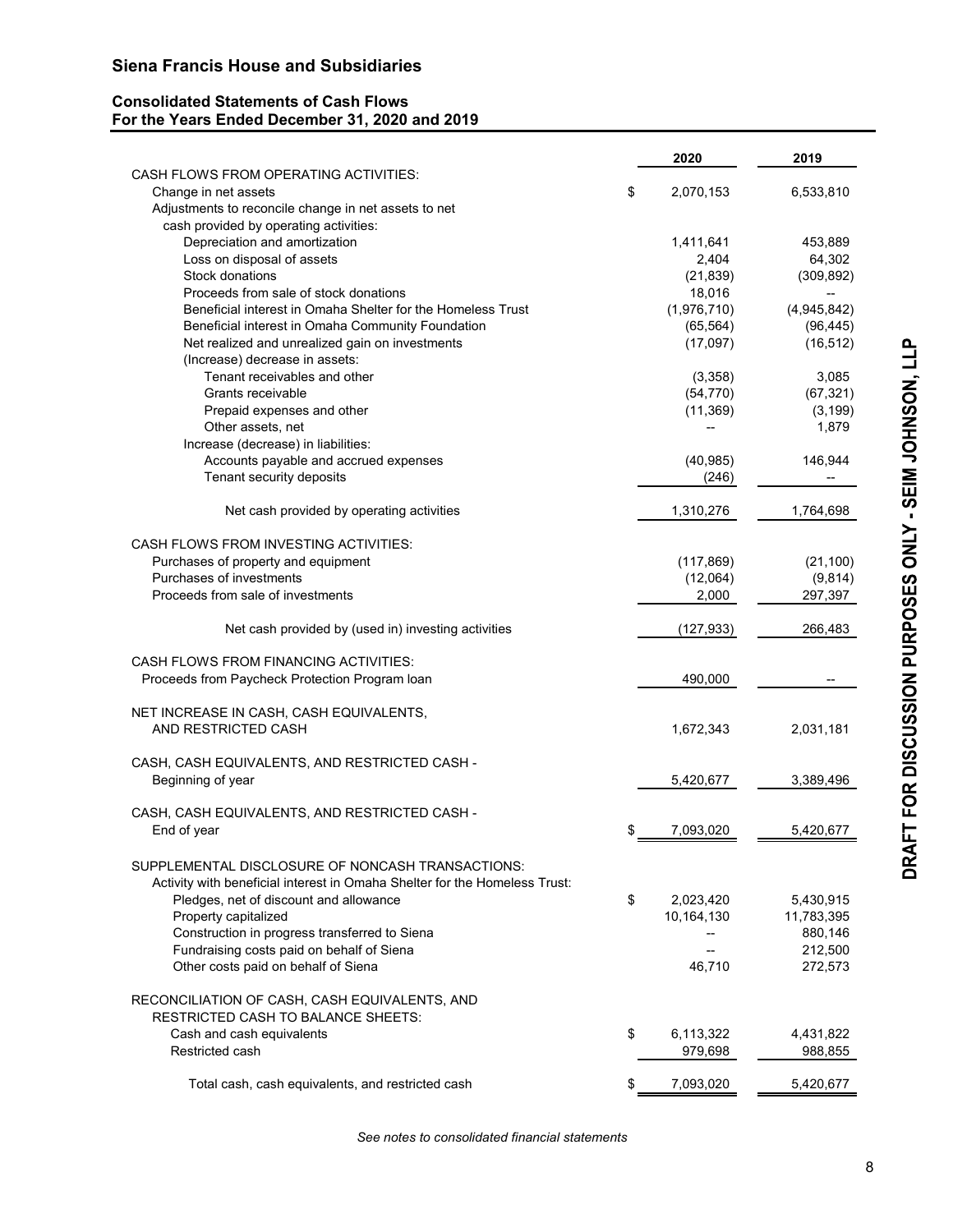## Siena Francis House and Subsidiaries

### Consolidated Statements of Cash Flows
### For the Years Ended December 31, 2020 and 2019

| | 2020 | 2019 |
|---|---|---|
| CASH FLOWS FROM OPERATING ACTIVITIES: | | |
| Change in net assets | $ 2,070,153 | 6,533,810 |
| Adjustments to reconcile change in net assets to net cash provided by operating activities: | | |
| Depreciation and amortization | 1,411,641 | 453,889 |
| Loss on disposal of assets | 2,404 | 64,302 |
| Stock donations | (21,839) | (309,892) |
| Proceeds from sale of stock donations | 18,016 | -- |
| Beneficial interest in Omaha Shelter for the Homeless Trust | (1,976,710) | (4,945,842) |
| Beneficial interest in Omaha Community Foundation | (65,564) | (96,445) |
| Net realized and unrealized gain on investments | (17,097) | (16,512) |
| (Increase) decrease in assets: | | |
| Tenant receivables and other | (3,358) | 3,085 |
| Grants receivable | (54,770) | (67,321) |
| Prepaid expenses and other | (11,369) | (3,199) |
| Other assets, net | -- | 1,879 |
| Increase (decrease) in liabilities: | | |
| Accounts payable and accrued expenses | (40,985) | 146,944 |
| Tenant security deposits | (246) | -- |
| Net cash provided by operating activities | 1,310,276 | 1,764,698 |
| CASH FLOWS FROM INVESTING ACTIVITIES: | | |
| Purchases of property and equipment | (117,869) | (21,100) |
| Purchases of investments | (12,064) | (9,814) |
| Proceeds from sale of investments | 2,000 | 297,397 |
| Net cash provided by (used in) investing activities | (127,933) | 266,483 |
| CASH FLOWS FROM FINANCING ACTIVITIES: | | |
| Proceeds from Paycheck Protection Program loan | 490,000 | -- |
| NET INCREASE IN CASH, CASH EQUIVALENTS, AND RESTRICTED CASH | 1,672,343 | 2,031,181 |
| CASH, CASH EQUIVALENTS, AND RESTRICTED CASH - Beginning of year | 5,420,677 | 3,389,496 |
| CASH, CASH EQUIVALENTS, AND RESTRICTED CASH - End of year | $ 7,093,020 | 5,420,677 |
| SUPPLEMENTAL DISCLOSURE OF NONCASH TRANSACTIONS: | | |
| Activity with beneficial interest in Omaha Shelter for the Homeless Trust: | | |
| Pledges, net of discount and allowance | $ 2,023,420 | 5,430,915 |
| Property capitalized | 10,164,130 | 11,783,395 |
| Construction in progress transferred to Siena | -- | 880,146 |
| Fundraising costs paid on behalf of Siena | -- | 212,500 |
| Other costs paid on behalf of Siena | 46,710 | 272,573 |
| RECONCILIATION OF CASH, CASH EQUIVALENTS, AND RESTRICTED CASH TO BALANCE SHEETS: | | |
| Cash and cash equivalents | $ 6,113,322 | 4,431,822 |
| Restricted cash | 979,698 | 988,855 |
| Total cash, cash equivalents, and restricted cash | $ 7,093,020 | 5,420,677 |

*See notes to consolidated financial statements*

DRAFT FOR DISCUSSION PURPOSES ONLY - SEIM JOHNSON, LLP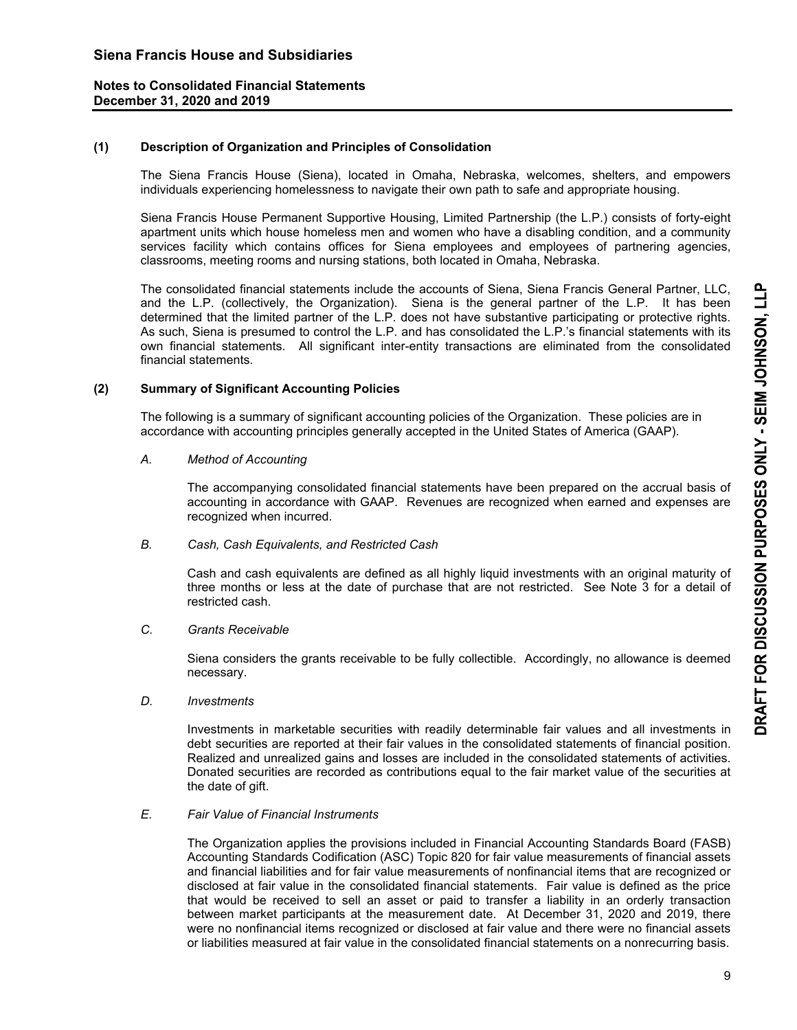# Siena Francis House and Subsidiaries

## Notes to Consolidated Financial Statements
## December 31, 2020 and 2019

### (1) Description of Organization and Principles of Consolidation

The Siena Francis House (Siena), located in Omaha, Nebraska, welcomes, shelters, and empowers individuals experiencing homelessness to navigate their own path to safe and appropriate housing.

Siena Francis House Permanent Supportive Housing, Limited Partnership (the L.P.) consists of forty-eight apartment units which house homeless men and women who have a disabling condition, and a community services facility which contains offices for Siena employees and employees of partnering agencies, classrooms, meeting rooms and nursing stations, both located in Omaha, Nebraska.

The consolidated financial statements include the accounts of Siena, Siena Francis General Partner, LLC, and the L.P. (collectively, the Organization). Siena is the general partner of the L.P. It has been determined that the limited partner of the L.P. does not have substantive participating or protective rights. As such, Siena is presumed to control the L.P. and has consolidated the L.P.'s financial statements with its own financial statements. All significant inter-entity transactions are eliminated from the consolidated financial statements.

### (2) Summary of Significant Accounting Policies

The following is a summary of significant accounting policies of the Organization. These policies are in accordance with accounting principles generally accepted in the United States of America (GAAP).

*A. Method of Accounting*

The accompanying consolidated financial statements have been prepared on the accrual basis of accounting in accordance with GAAP. Revenues are recognized when earned and expenses are recognized when incurred.

*B. Cash, Cash Equivalents, and Restricted Cash*

Cash and cash equivalents are defined as all highly liquid investments with an original maturity of three months or less at the date of purchase that are not restricted. See Note 3 for a detail of restricted cash.

*C. Grants Receivable*

Siena considers the grants receivable to be fully collectible. Accordingly, no allowance is deemed necessary.

*D. Investments*

Investments in marketable securities with readily determinable fair values and all investments in debt securities are reported at their fair values in the consolidated statements of financial position. Realized and unrealized gains and losses are included in the consolidated statements of activities. Donated securities are recorded as contributions equal to the fair market value of the securities at the date of gift.

*E. Fair Value of Financial Instruments*

The Organization applies the provisions included in Financial Accounting Standards Board (FASB) Accounting Standards Codification (ASC) Topic 820 for fair value measurements of financial assets and financial liabilities and for fair value measurements of nonfinancial items that are recognized or disclosed at fair value in the consolidated financial statements. Fair value is defined as the price that would be received to sell an asset or paid to transfer a liability in an orderly transaction between market participants at the measurement date. At December 31, 2020 and 2019, there were no nonfinancial items recognized or disclosed at fair value and there were no financial assets or liabilities measured at fair value in the consolidated financial statements on a nonrecurring basis.

DRAFT FOR DISCUSSION PURPOSES ONLY - SEIM JOHNSON, LLP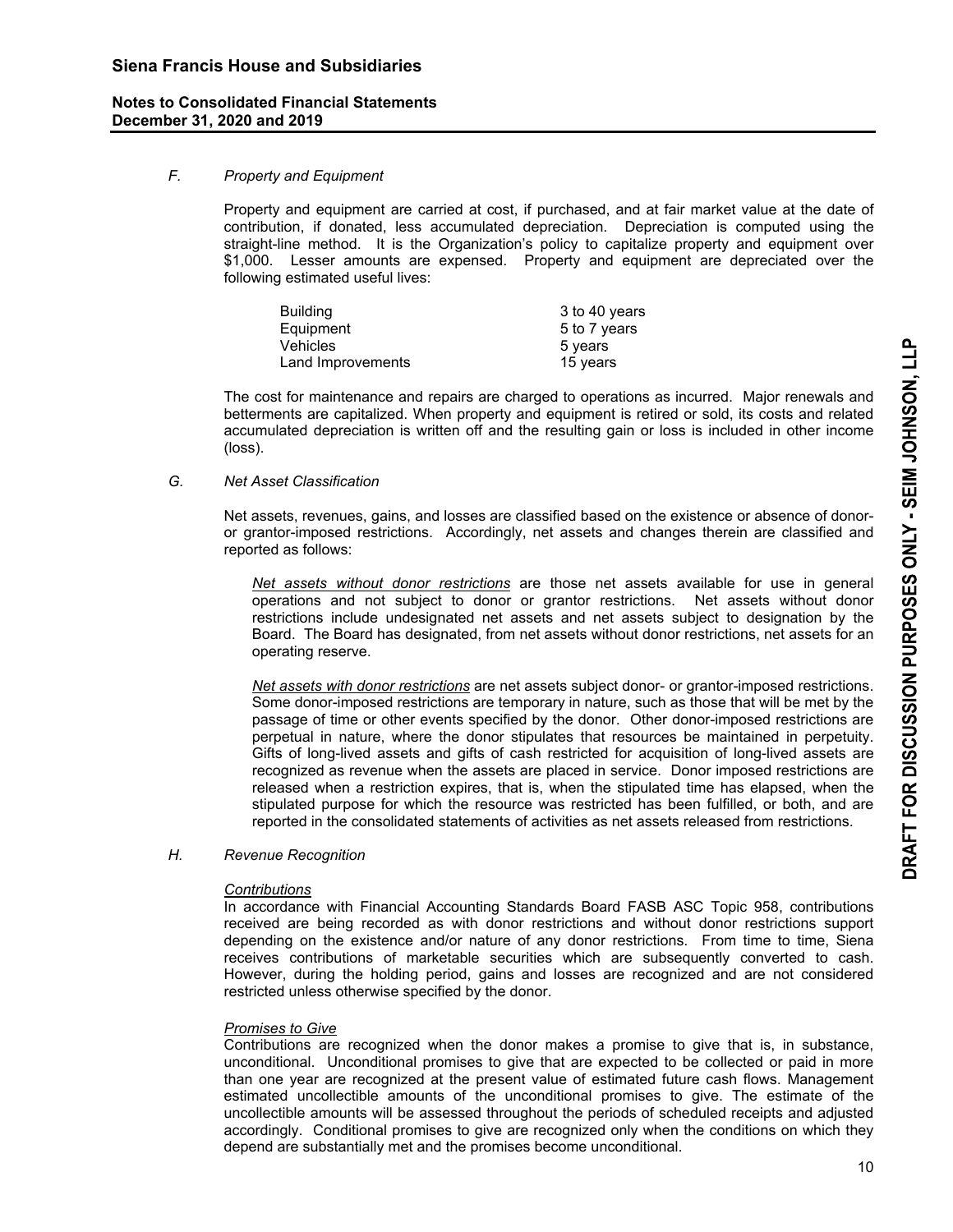# Siena Francis House and Subsidiaries

## Notes to Consolidated Financial Statements
## December 31, 2020 and 2019

### F. *Property and Equipment*

Property and equipment are carried at cost, if purchased, and at fair market value at the date of contribution, if donated, less accumulated depreciation. Depreciation is computed using the straight-line method. It is the Organization's policy to capitalize property and equipment over $1,000. Lesser amounts are expensed. Property and equipment are depreciated over the following estimated useful lives:

| | |
|---|---|
| Building | 3 to 40 years |
| Equipment | 5 to 7 years |
| Vehicles | 5 years |
| Land Improvements | 15 years |

The cost for maintenance and repairs are charged to operations as incurred. Major renewals and betterments are capitalized. When property and equipment is retired or sold, its costs and related accumulated depreciation is written off and the resulting gain or loss is included in other income (loss).

### G. *Net Asset Classification*

Net assets, revenues, gains, and losses are classified based on the existence or absence of donor- or grantor-imposed restrictions. Accordingly, net assets and changes therein are classified and reported as follows:

*Net assets without donor restrictions* are those net assets available for use in general operations and not subject to donor or grantor restrictions. Net assets without donor restrictions include undesignated net assets and net assets subject to designation by the Board. The Board has designated, from net assets without donor restrictions, net assets for an operating reserve.

*Net assets with donor restrictions* are net assets subject donor- or grantor-imposed restrictions. Some donor-imposed restrictions are temporary in nature, such as those that will be met by the passage of time or other events specified by the donor. Other donor-imposed restrictions are perpetual in nature, where the donor stipulates that resources be maintained in perpetuity. Gifts of long-lived assets and gifts of cash restricted for acquisition of long-lived assets are recognized as revenue when the assets are placed in service. Donor imposed restrictions are released when a restriction expires, that is, when the stipulated time has elapsed, when the stipulated purpose for which the resource was restricted has been fulfilled, or both, and are reported in the consolidated statements of activities as net assets released from restrictions.

### H. *Revenue Recognition*

*Contributions*

In accordance with Financial Accounting Standards Board FASB ASC Topic 958, contributions received are being recorded as with donor restrictions and without donor restrictions support depending on the existence and/or nature of any donor restrictions. From time to time, Siena receives contributions of marketable securities which are subsequently converted to cash. However, during the holding period, gains and losses are recognized and are not considered restricted unless otherwise specified by the donor.

*Promises to Give*

Contributions are recognized when the donor makes a promise to give that is, in substance, unconditional. Unconditional promises to give that are expected to be collected or paid in more than one year are recognized at the present value of estimated future cash flows. Management estimated uncollectible amounts of the unconditional promises to give. The estimate of the uncollectible amounts will be assessed throughout the periods of scheduled receipts and adjusted accordingly. Conditional promises to give are recognized only when the conditions on which they depend are substantially met and the promises become unconditional.

DRAFT FOR DISCUSSION PURPOSES ONLY - SEIM JOHNSON, LLP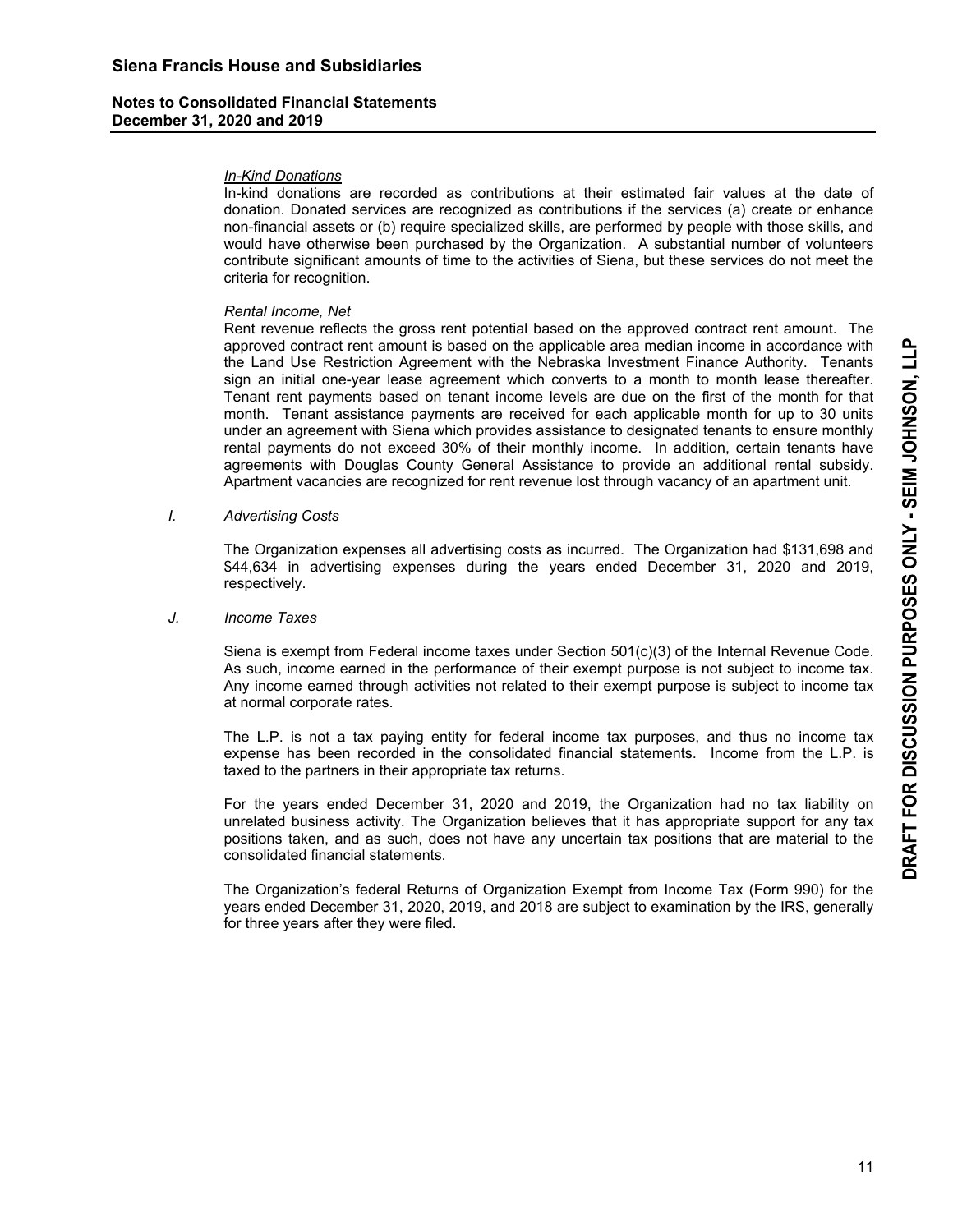*In-Kind Donations*

In-kind donations are recorded as contributions at their estimated fair values at the date of donation. Donated services are recognized as contributions if the services (a) create or enhance non-financial assets or (b) require specialized skills, are performed by people with those skills, and would have otherwise been purchased by the Organization. A substantial number of volunteers contribute significant amounts of time to the activities of Siena, but these services do not meet the criteria for recognition.

*Rental Income, Net*

Rent revenue reflects the gross rent potential based on the approved contract rent amount. The approved contract rent amount is based on the applicable area median income in accordance with the Land Use Restriction Agreement with the Nebraska Investment Finance Authority. Tenants sign an initial one-year lease agreement which converts to a month to month lease thereafter. Tenant rent payments based on tenant income levels are due on the first of the month for that month. Tenant assistance payments are received for each applicable month for up to 30 units under an agreement with Siena which provides assistance to designated tenants to ensure monthly rental payments do not exceed 30% of their monthly income. In addition, certain tenants have agreements with Douglas County General Assistance to provide an additional rental subsidy. Apartment vacancies are recognized for rent revenue lost through vacancy of an apartment unit.

*I. Advertising Costs*

The Organization expenses all advertising costs as incurred. The Organization had $131,698 and $44,634 in advertising expenses during the years ended December 31, 2020 and 2019, respectively.

*J. Income Taxes*

Siena is exempt from Federal income taxes under Section 501(c)(3) of the Internal Revenue Code. As such, income earned in the performance of their exempt purpose is not subject to income tax. Any income earned through activities not related to their exempt purpose is subject to income tax at normal corporate rates.

The L.P. is not a tax paying entity for federal income tax purposes, and thus no income tax expense has been recorded in the consolidated financial statements. Income from the L.P. is taxed to the partners in their appropriate tax returns.

For the years ended December 31, 2020 and 2019, the Organization had no tax liability on unrelated business activity. The Organization believes that it has appropriate support for any tax positions taken, and as such, does not have any uncertain tax positions that are material to the consolidated financial statements.

The Organization's federal Returns of Organization Exempt from Income Tax (Form 990) for the years ended December 31, 2020, 2019, and 2018 are subject to examination by the IRS, generally for three years after they were filed.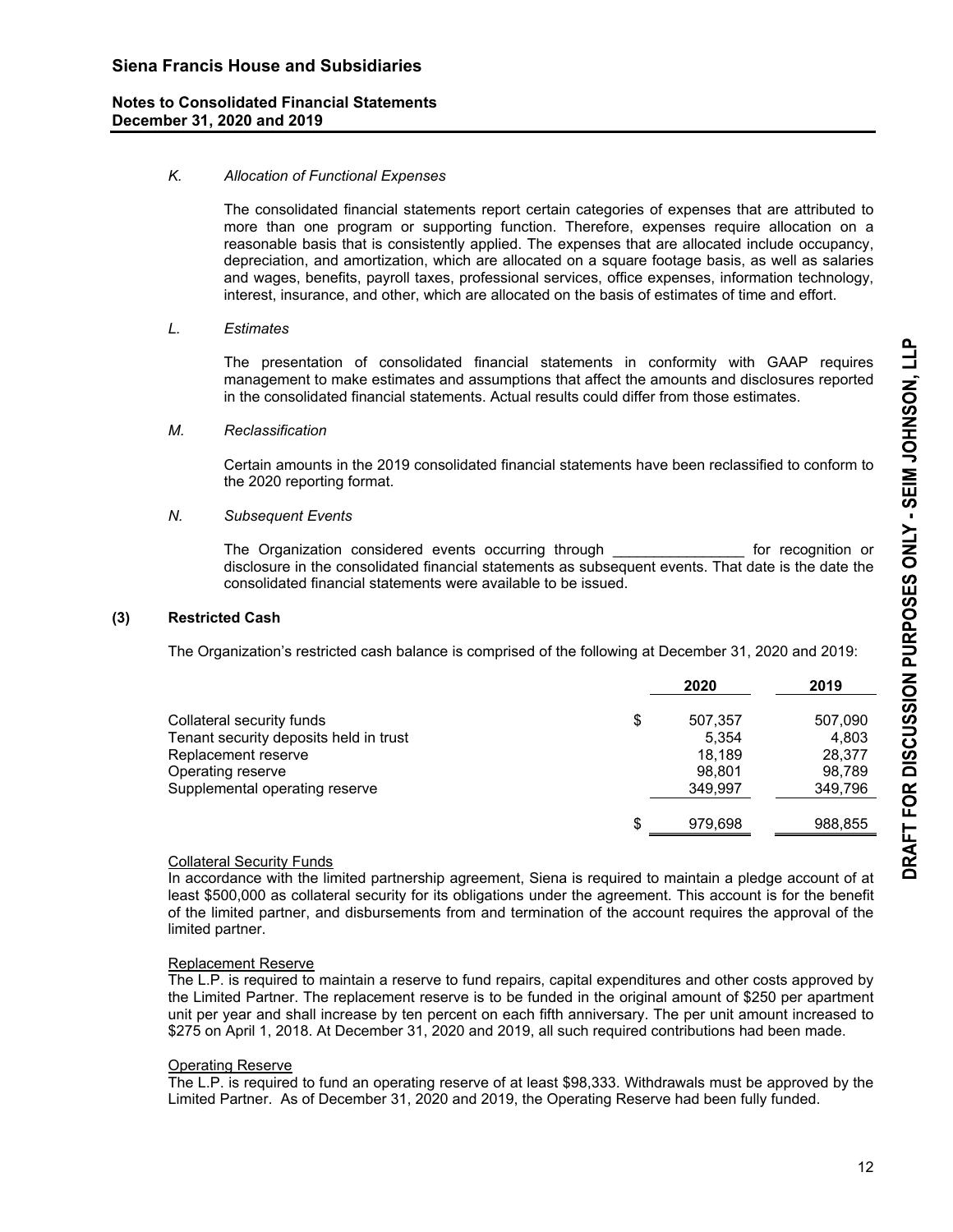*K. Allocation of Functional Expenses*

The consolidated financial statements report certain categories of expenses that are attributed to more than one program or supporting function. Therefore, expenses require allocation on a reasonable basis that is consistently applied. The expenses that are allocated include occupancy, depreciation, and amortization, which are allocated on a square footage basis, as well as salaries and wages, benefits, payroll taxes, professional services, office expenses, information technology, interest, insurance, and other, which are allocated on the basis of estimates of time and effort.

*L. Estimates*

The presentation of consolidated financial statements in conformity with GAAP requires management to make estimates and assumptions that affect the amounts and disclosures reported in the consolidated financial statements. Actual results could differ from those estimates.

*M. Reclassification*

Certain amounts in the 2019 consolidated financial statements have been reclassified to conform to the 2020 reporting format.

*N. Subsequent Events*

The Organization considered events occurring through ________________ for recognition or disclosure in the consolidated financial statements as subsequent events. That date is the date the consolidated financial statements were available to be issued.

## (3) Restricted Cash

The Organization's restricted cash balance is comprised of the following at December 31, 2020 and 2019:

| | | 2020 | 2019 |
|---|---|---|---|
| Collateral security funds | $ | 507,357 | 507,090 |
| Tenant security deposits held in trust | | 5,354 | 4,803 |
| Replacement reserve | | 18,189 | 28,377 |
| Operating reserve | | 98,801 | 98,789 |
| Supplemental operating reserve | | 349,997 | 349,796 |
| | $ | 979,698 | 988,855 |

Collateral Security Funds

In accordance with the limited partnership agreement, Siena is required to maintain a pledge account of at least $500,000 as collateral security for its obligations under the agreement. This account is for the benefit of the limited partner, and disbursements from and termination of the account requires the approval of the limited partner.

Replacement Reserve

The L.P. is required to maintain a reserve to fund repairs, capital expenditures and other costs approved by the Limited Partner. The replacement reserve is to be funded in the original amount of $250 per apartment unit per year and shall increase by ten percent on each fifth anniversary. The per unit amount increased to $275 on April 1, 2018. At December 31, 2020 and 2019, all such required contributions had been made.

Operating Reserve

The L.P. is required to fund an operating reserve of at least $98,333. Withdrawals must be approved by the Limited Partner. As of December 31, 2020 and 2019, the Operating Reserve had been fully funded.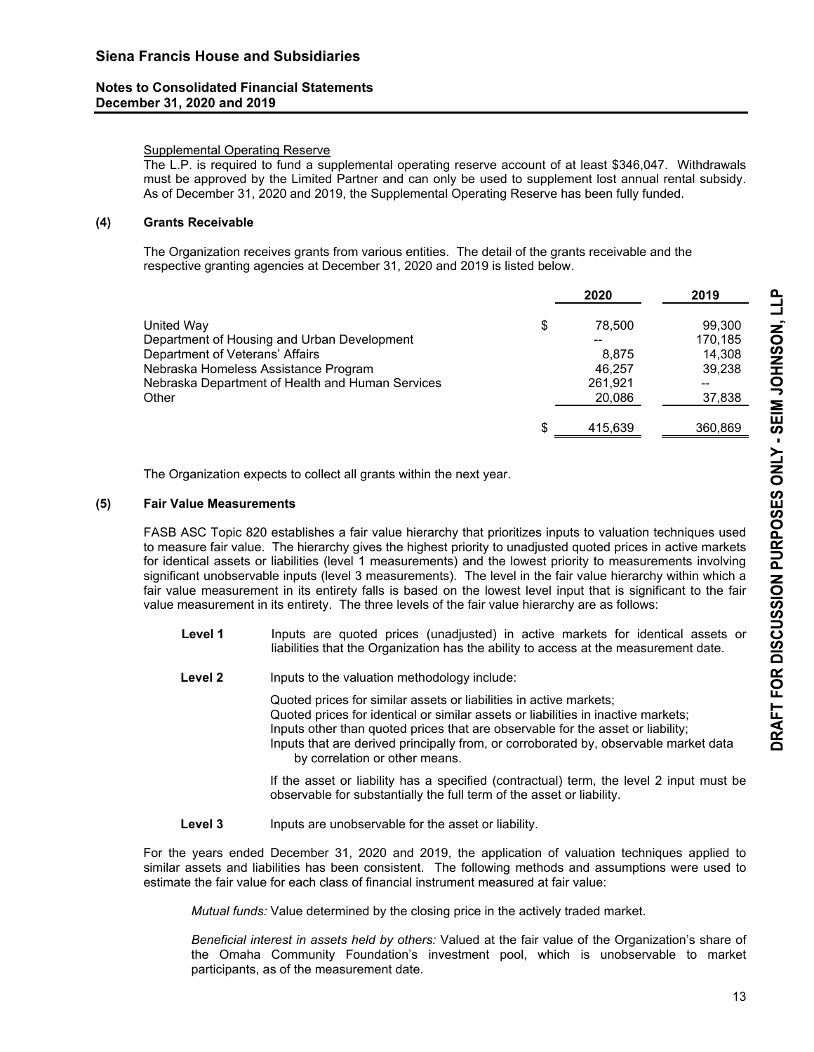Supplemental Operating Reserve

The L.P. is required to fund a supplemental operating reserve account of at least $346,047. Withdrawals must be approved by the Limited Partner and can only be used to supplement lost annual rental subsidy. As of December 31, 2020 and 2019, the Supplemental Operating Reserve has been fully funded.

## (4) Grants Receivable

The Organization receives grants from various entities. The detail of the grants receivable and the respective granting agencies at December 31, 2020 and 2019 is listed below.

| | 2020 | 2019 |
|---|---|---|
| United Way | $ 78,500 | 99,300 |
| Department of Housing and Urban Development | -- | 170,185 |
| Department of Veterans' Affairs | 8,875 | 14,308 |
| Nebraska Homeless Assistance Program | 46,257 | 39,238 |
| Nebraska Department of Health and Human Services | 261,921 | -- |
| Other | 20,086 | 37,838 |
| | $ 415,639 | 360,869 |

The Organization expects to collect all grants within the next year.

## (5) Fair Value Measurements

FASB ASC Topic 820 establishes a fair value hierarchy that prioritizes inputs to valuation techniques used to measure fair value. The hierarchy gives the highest priority to unadjusted quoted prices in active markets for identical assets or liabilities (level 1 measurements) and the lowest priority to measurements involving significant unobservable inputs (level 3 measurements). The level in the fair value hierarchy within which a fair value measurement in its entirety falls is based on the lowest level input that is significant to the fair value measurement in its entirety. The three levels of the fair value hierarchy are as follows:

**Level 1** Inputs are quoted prices (unadjusted) in active markets for identical assets or liabilities that the Organization has the ability to access at the measurement date.

**Level 2** Inputs to the valuation methodology include:

Quoted prices for similar assets or liabilities in active markets;
Quoted prices for identical or similar assets or liabilities in inactive markets;
Inputs other than quoted prices that are observable for the asset or liability;
Inputs that are derived principally from, or corroborated by, observable market data by correlation or other means.

If the asset or liability has a specified (contractual) term, the level 2 input must be observable for substantially the full term of the asset or liability.

**Level 3** Inputs are unobservable for the asset or liability.

For the years ended December 31, 2020 and 2019, the application of valuation techniques applied to similar assets and liabilities has been consistent. The following methods and assumptions were used to estimate the fair value for each class of financial instrument measured at fair value:

*Mutual funds:* Value determined by the closing price in the actively traded market.

*Beneficial interest in assets held by others:* Valued at the fair value of the Organization's share of the Omaha Community Foundation's investment pool, which is unobservable to market participants, as of the measurement date.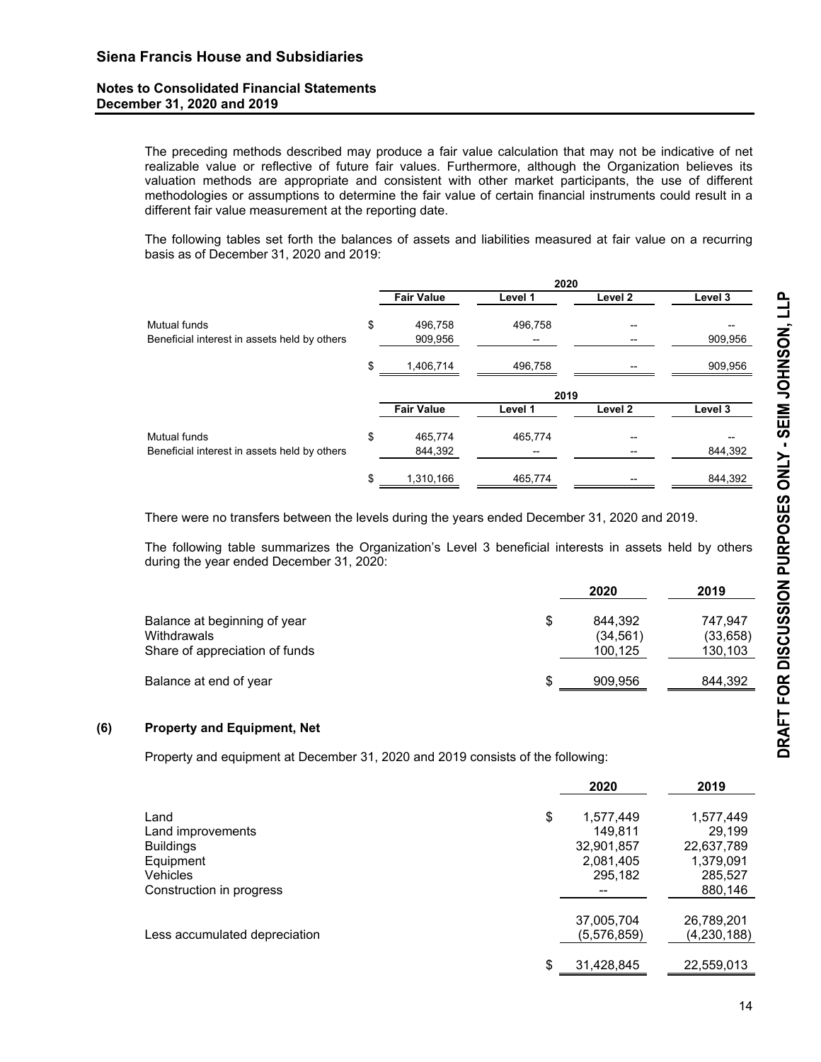The preceding methods described may produce a fair value calculation that may not be indicative of net realizable value or reflective of future fair values. Furthermore, although the Organization believes its valuation methods are appropriate and consistent with other market participants, the use of different methodologies or assumptions to determine the fair value of certain financial instruments could result in a different fair value measurement at the reporting date.

The following tables set forth the balances of assets and liabilities measured at fair value on a recurring basis as of December 31, 2020 and 2019:

| | 2020 | | | |
|---|---|---|---|---|
| | Fair Value | Level 1 | Level 2 | Level 3 |
| Mutual funds | $ 496,758 | 496,758 | -- | -- |
| Beneficial interest in assets held by others | 909,956 | -- | -- | 909,956 |
| | $ 1,406,714 | 496,758 | -- | 909,956 |

| | 2019 | | | |
|---|---|---|---|---|
| | Fair Value | Level 1 | Level 2 | Level 3 |
| Mutual funds | $ 465,774 | 465,774 | -- | -- |
| Beneficial interest in assets held by others | 844,392 | -- | -- | 844,392 |
| | $ 1,310,166 | 465,774 | -- | 844,392 |

There were no transfers between the levels during the years ended December 31, 2020 and 2019.

The following table summarizes the Organization's Level 3 beneficial interests in assets held by others during the year ended December 31, 2020:

| | 2020 | 2019 |
|---|---|---|
| Balance at beginning of year | $ 844,392 | 747,947 |
| Withdrawals | (34,561) | (33,658) |
| Share of appreciation of funds | 100,125 | 130,103 |
| Balance at end of year | $ 909,956 | 844,392 |

## (6) Property and Equipment, Net

Property and equipment at December 31, 2020 and 2019 consists of the following:

| | 2020 | 2019 |
|---|---|---|
| Land | $ 1,577,449 | 1,577,449 |
| Land improvements | 149,811 | 29,199 |
| Buildings | 32,901,857 | 22,637,789 |
| Equipment | 2,081,405 | 1,379,091 |
| Vehicles | 295,182 | 285,527 |
| Construction in progress | -- | 880,146 |
| | 37,005,704 | 26,789,201 |
| Less accumulated depreciation | (5,576,859) | (4,230,188) |
| | $ 31,428,845 | 22,559,013 |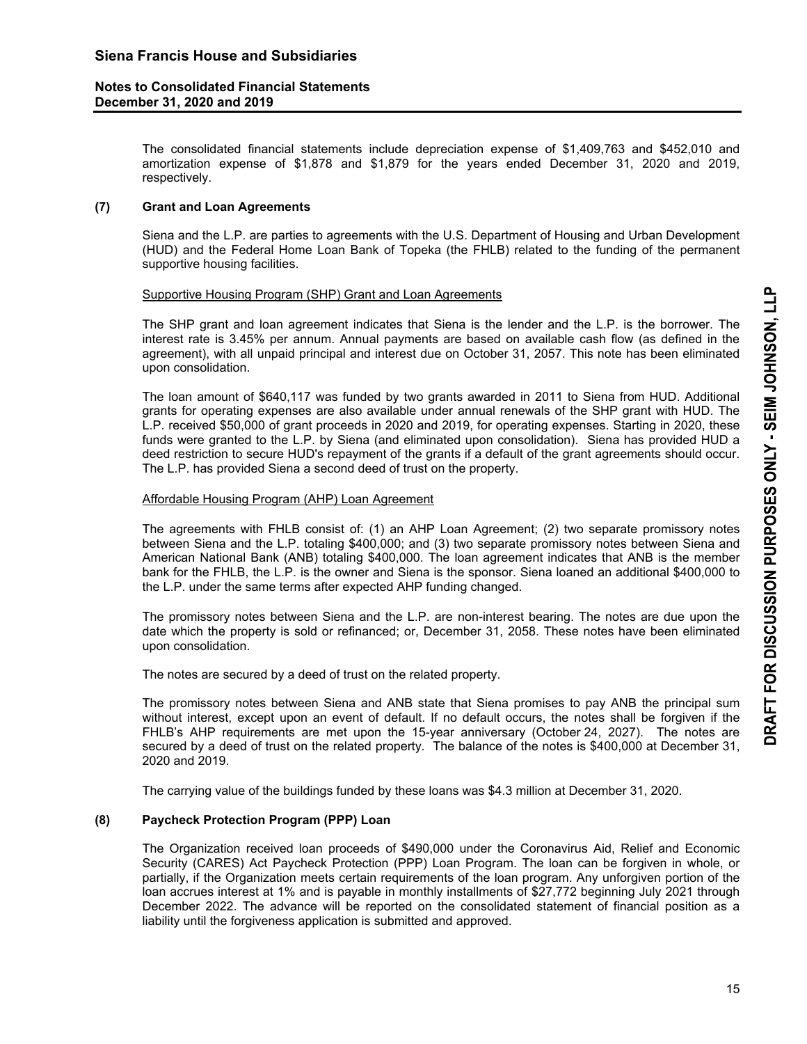The consolidated financial statements include depreciation expense of $1,409,763 and $452,010 and amortization expense of $1,878 and $1,879 for the years ended December 31, 2020 and 2019, respectively.

## (7) Grant and Loan Agreements

Siena and the L.P. are parties to agreements with the U.S. Department of Housing and Urban Development (HUD) and the Federal Home Loan Bank of Topeka (the FHLB) related to the funding of the permanent supportive housing facilities.

Supportive Housing Program (SHP) Grant and Loan Agreements

The SHP grant and loan agreement indicates that Siena is the lender and the L.P. is the borrower. The interest rate is 3.45% per annum. Annual payments are based on available cash flow (as defined in the agreement), with all unpaid principal and interest due on October 31, 2057. This note has been eliminated upon consolidation.

The loan amount of $640,117 was funded by two grants awarded in 2011 to Siena from HUD. Additional grants for operating expenses are also available under annual renewals of the SHP grant with HUD. The L.P. received $50,000 of grant proceeds in 2020 and 2019, for operating expenses. Starting in 2020, these funds were granted to the L.P. by Siena (and eliminated upon consolidation). Siena has provided HUD a deed restriction to secure HUD's repayment of the grants if a default of the grant agreements should occur. The L.P. has provided Siena a second deed of trust on the property.

Affordable Housing Program (AHP) Loan Agreement

The agreements with FHLB consist of: (1) an AHP Loan Agreement; (2) two separate promissory notes between Siena and the L.P. totaling $400,000; and (3) two separate promissory notes between Siena and American National Bank (ANB) totaling $400,000. The loan agreement indicates that ANB is the member bank for the FHLB, the L.P. is the owner and Siena is the sponsor. Siena loaned an additional $400,000 to the L.P. under the same terms after expected AHP funding changed.

The promissory notes between Siena and the L.P. are non-interest bearing. The notes are due upon the date which the property is sold or refinanced; or, December 31, 2058. These notes have been eliminated upon consolidation.

The notes are secured by a deed of trust on the related property.

The promissory notes between Siena and ANB state that Siena promises to pay ANB the principal sum without interest, except upon an event of default. If no default occurs, the notes shall be forgiven if the FHLB's AHP requirements are met upon the 15-year anniversary (October 24, 2027). The notes are secured by a deed of trust on the related property. The balance of the notes is $400,000 at December 31, 2020 and 2019.

The carrying value of the buildings funded by these loans was $4.3 million at December 31, 2020.

## (8) Paycheck Protection Program (PPP) Loan

The Organization received loan proceeds of $490,000 under the Coronavirus Aid, Relief and Economic Security (CARES) Act Paycheck Protection (PPP) Loan Program. The loan can be forgiven in whole, or partially, if the Organization meets certain requirements of the loan program. Any unforgiven portion of the loan accrues interest at 1% and is payable in monthly installments of $27,772 beginning July 2021 through December 2022. The advance will be reported on the consolidated statement of financial position as a liability until the forgiveness application is submitted and approved.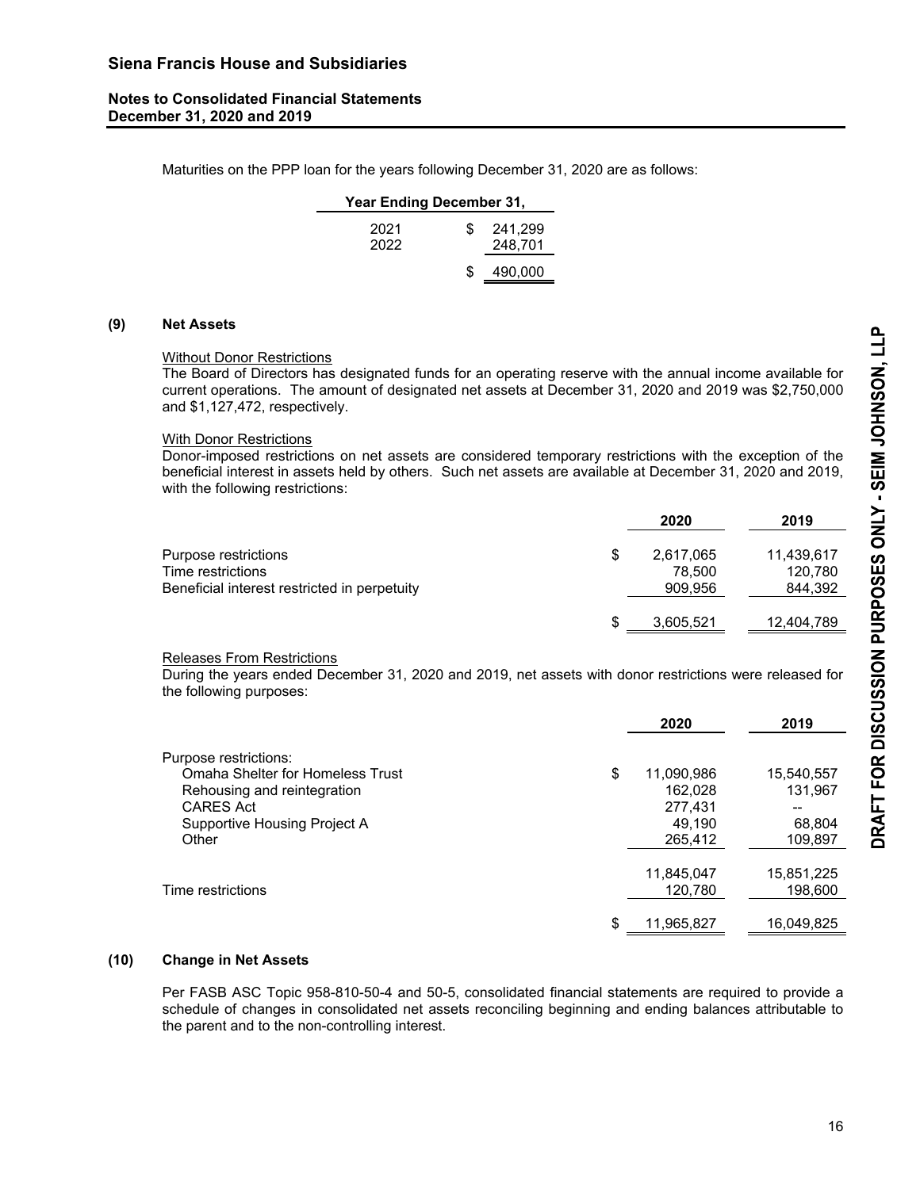Maturities on the PPP loan for the years following December 31, 2020 are as follows:

| Year Ending December 31, | |
|---|---|
| 2021 | $ 241,299 |
| 2022 | 248,701 |
| | $ 490,000 |

## (9) Net Assets

Without Donor Restrictions

The Board of Directors has designated funds for an operating reserve with the annual income available for current operations. The amount of designated net assets at December 31, 2020 and 2019 was $2,750,000 and $1,127,472, respectively.

With Donor Restrictions

Donor-imposed restrictions on net assets are considered temporary restrictions with the exception of the beneficial interest in assets held by others. Such net assets are available at December 31, 2020 and 2019, with the following restrictions:

| | 2020 | 2019 |
|---|---|---|
| Purpose restrictions | $ 2,617,065 | 11,439,617 |
| Time restrictions | 78,500 | 120,780 |
| Beneficial interest restricted in perpetuity | 909,956 | 844,392 |
| | $ 3,605,521 | 12,404,789 |

Releases From Restrictions

During the years ended December 31, 2020 and 2019, net assets with donor restrictions were released for the following purposes:

| | 2020 | 2019 |
|---|---|---|
| Purpose restrictions: | | |
| Omaha Shelter for Homeless Trust | $ 11,090,986 | 15,540,557 |
| Rehousing and reintegration | 162,028 | 131,967 |
| CARES Act | 277,431 | -- |
| Supportive Housing Project A | 49,190 | 68,804 |
| Other | 265,412 | 109,897 |
| | 11,845,047 | 15,851,225 |
| Time restrictions | 120,780 | 198,600 |
| | $ 11,965,827 | 16,049,825 |

## (10) Change in Net Assets

Per FASB ASC Topic 958-810-50-4 and 50-5, consolidated financial statements are required to provide a schedule of changes in consolidated net assets reconciling beginning and ending balances attributable to the parent and to the non-controlling interest.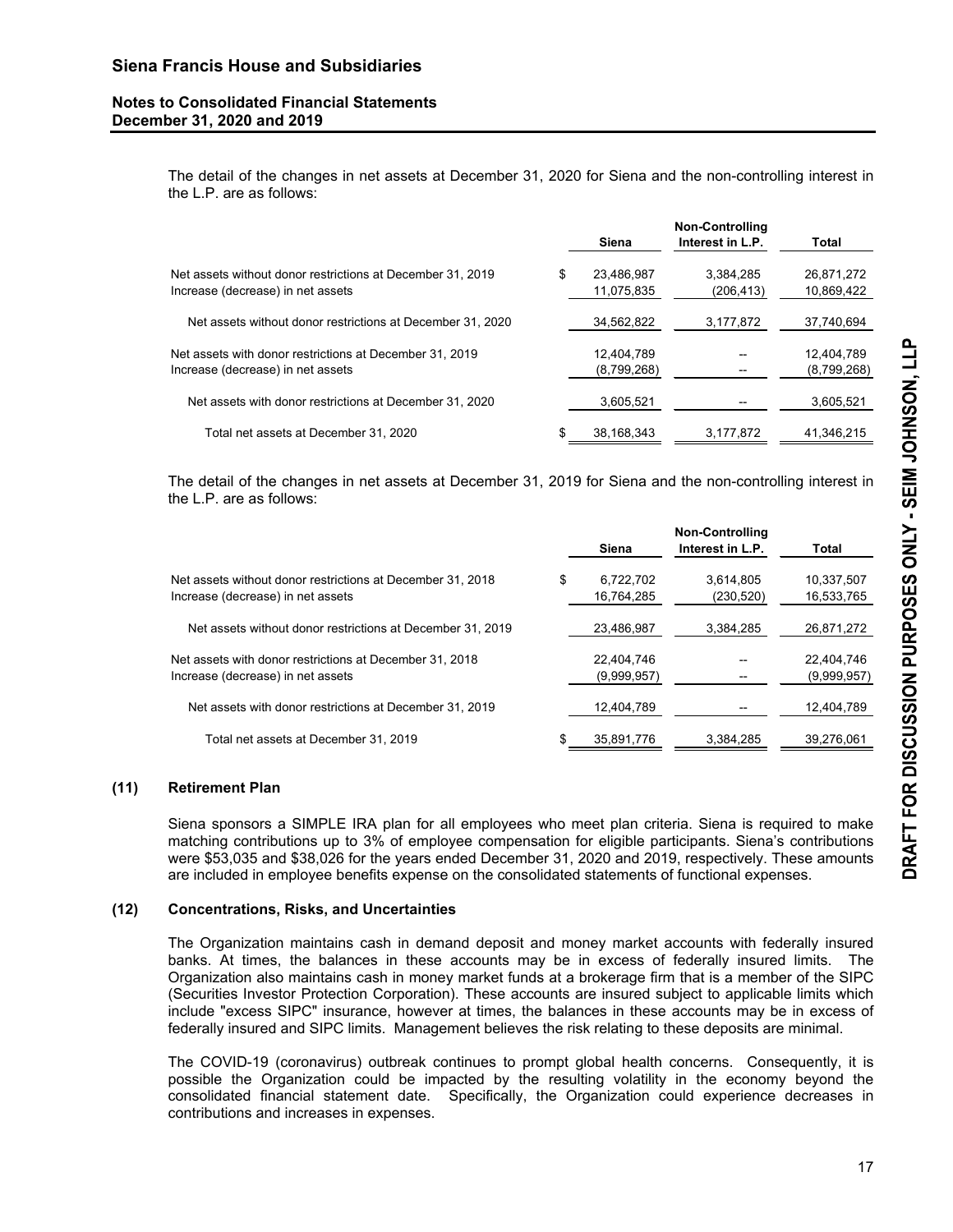The detail of the changes in net assets at December 31, 2020 for Siena and the non-controlling interest in the L.P. are as follows:

| | Siena | Non-Controlling Interest in L.P. | Total |
|---|---|---|---|
| Net assets without donor restrictions at December 31, 2019 | $ 23,486,987 | 3,384,285 | 26,871,272 |
| Increase (decrease) in net assets | 11,075,835 | (206,413) | 10,869,422 |
| Net assets without donor restrictions at December 31, 2020 | 34,562,822 | 3,177,872 | 37,740,694 |
| Net assets with donor restrictions at December 31, 2019 | 12,404,789 | -- | 12,404,789 |
| Increase (decrease) in net assets | (8,799,268) | -- | (8,799,268) |
| Net assets with donor restrictions at December 31, 2020 | 3,605,521 | -- | 3,605,521 |
| Total net assets at December 31, 2020 | $ 38,168,343 | 3,177,872 | 41,346,215 |

The detail of the changes in net assets at December 31, 2019 for Siena and the non-controlling interest in the L.P. are as follows:

| | Siena | Non-Controlling Interest in L.P. | Total |
|---|---|---|---|
| Net assets without donor restrictions at December 31, 2018 | $ 6,722,702 | 3,614,805 | 10,337,507 |
| Increase (decrease) in net assets | 16,764,285 | (230,520) | 16,533,765 |
| Net assets without donor restrictions at December 31, 2019 | 23,486,987 | 3,384,285 | 26,871,272 |
| Net assets with donor restrictions at December 31, 2018 | 22,404,746 | -- | 22,404,746 |
| Increase (decrease) in net assets | (9,999,957) | -- | (9,999,957) |
| Net assets with donor restrictions at December 31, 2019 | 12,404,789 | -- | 12,404,789 |
| Total net assets at December 31, 2019 | $ 35,891,776 | 3,384,285 | 39,276,061 |

## (11) Retirement Plan

Siena sponsors a SIMPLE IRA plan for all employees who meet plan criteria. Siena is required to make matching contributions up to 3% of employee compensation for eligible participants. Siena's contributions were $53,035 and $38,026 for the years ended December 31, 2020 and 2019, respectively. These amounts are included in employee benefits expense on the consolidated statements of functional expenses.

## (12) Concentrations, Risks, and Uncertainties

The Organization maintains cash in demand deposit and money market accounts with federally insured banks. At times, the balances in these accounts may be in excess of federally insured limits. The Organization also maintains cash in money market funds at a brokerage firm that is a member of the SIPC (Securities Investor Protection Corporation). These accounts are insured subject to applicable limits which include "excess SIPC" insurance, however at times, the balances in these accounts may be in excess of federally insured and SIPC limits. Management believes the risk relating to these deposits are minimal.

The COVID-19 (coronavirus) outbreak continues to prompt global health concerns. Consequently, it is possible the Organization could be impacted by the resulting volatility in the economy beyond the consolidated financial statement date. Specifically, the Organization could experience decreases in contributions and increases in expenses.

DRAFT FOR DISCUSSION PURPOSES ONLY - SEIM JOHNSON, LLP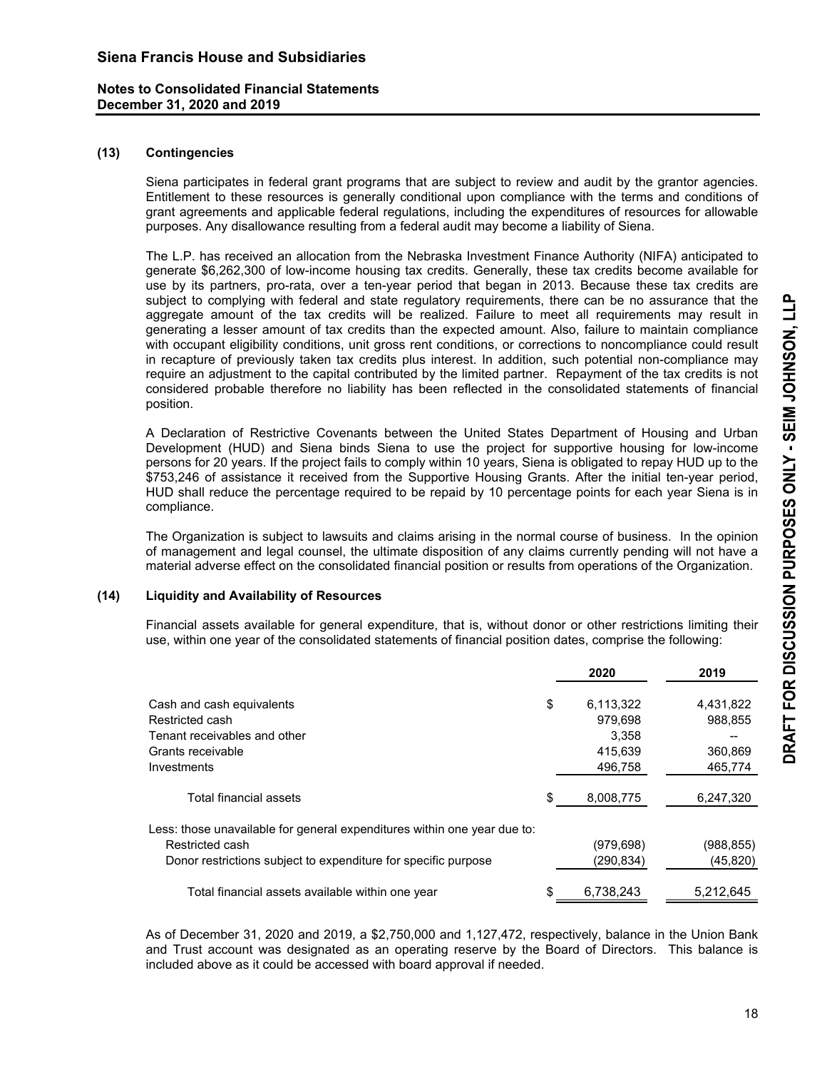### (13) Contingencies

Siena participates in federal grant programs that are subject to review and audit by the grantor agencies. Entitlement to these resources is generally conditional upon compliance with the terms and conditions of grant agreements and applicable federal regulations, including the expenditures of resources for allowable purposes. Any disallowance resulting from a federal audit may become a liability of Siena.

The L.P. has received an allocation from the Nebraska Investment Finance Authority (NIFA) anticipated to generate $6,262,300 of low-income housing tax credits. Generally, these tax credits become available for use by its partners, pro-rata, over a ten-year period that began in 2013. Because these tax credits are subject to complying with federal and state regulatory requirements, there can be no assurance that the aggregate amount of the tax credits will be realized. Failure to meet all requirements may result in generating a lesser amount of tax credits than the expected amount. Also, failure to maintain compliance with occupant eligibility conditions, unit gross rent conditions, or corrections to noncompliance could result in recapture of previously taken tax credits plus interest. In addition, such potential non-compliance may require an adjustment to the capital contributed by the limited partner. Repayment of the tax credits is not considered probable therefore no liability has been reflected in the consolidated statements of financial position.

A Declaration of Restrictive Covenants between the United States Department of Housing and Urban Development (HUD) and Siena binds Siena to use the project for supportive housing for low-income persons for 20 years. If the project fails to comply within 10 years, Siena is obligated to repay HUD up to the $753,246 of assistance it received from the Supportive Housing Grants. After the initial ten-year period, HUD shall reduce the percentage required to be repaid by 10 percentage points for each year Siena is in compliance.

The Organization is subject to lawsuits and claims arising in the normal course of business. In the opinion of management and legal counsel, the ultimate disposition of any claims currently pending will not have a material adverse effect on the consolidated financial position or results from operations of the Organization.

### (14) Liquidity and Availability of Resources

Financial assets available for general expenditure, that is, without donor or other restrictions limiting their use, within one year of the consolidated statements of financial position dates, comprise the following:

| | 2020 | 2019 |
|---|---|---|
| Cash and cash equivalents | $ 6,113,322 | 4,431,822 |
| Restricted cash | 979,698 | 988,855 |
| Tenant receivables and other | 3,358 | -- |
| Grants receivable | 415,639 | 360,869 |
| Investments | 496,758 | 465,774 |
| Total financial assets | $ 8,008,775 | 6,247,320 |
| Less: those unavailable for general expenditures within one year due to: | | |
| Restricted cash | (979,698) | (988,855) |
| Donor restrictions subject to expenditure for specific purpose | (290,834) | (45,820) |
| Total financial assets available within one year | $ 6,738,243 | 5,212,645 |

As of December 31, 2020 and 2019, a $2,750,000 and 1,127,472, respectively, balance in the Union Bank and Trust account was designated as an operating reserve by the Board of Directors. This balance is included above as it could be accessed with board approval if needed.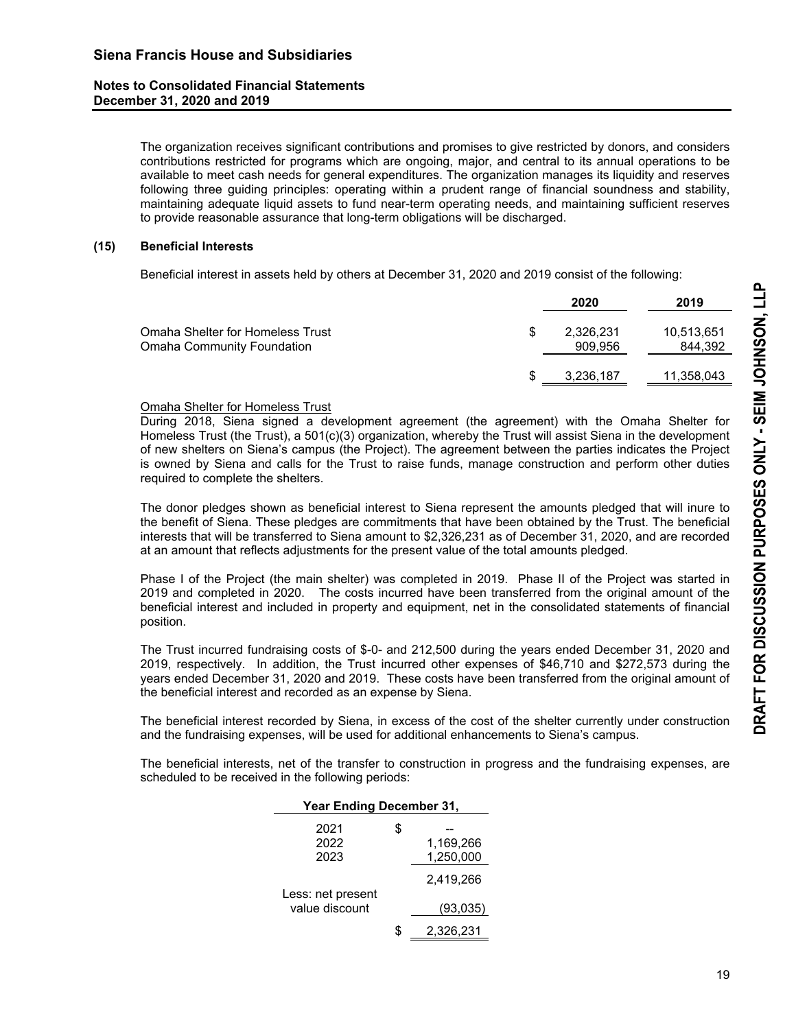The organization receives significant contributions and promises to give restricted by donors, and considers contributions restricted for programs which are ongoing, major, and central to its annual operations to be available to meet cash needs for general expenditures. The organization manages its liquidity and reserves following three guiding principles: operating within a prudent range of financial soundness and stability, maintaining adequate liquid assets to fund near-term operating needs, and maintaining sufficient reserves to provide reasonable assurance that long-term obligations will be discharged.

## (15) Beneficial Interests

Beneficial interest in assets held by others at December 31, 2020 and 2019 consist of the following:

| | 2020 | 2019 |
|---|---|---|
| Omaha Shelter for Homeless Trust | $ 2,326,231 | 10,513,651 |
| Omaha Community Foundation | 909,956 | 844,392 |
| | $ 3,236,187 | 11,358,043 |

Omaha Shelter for Homeless Trust

During 2018, Siena signed a development agreement (the agreement) with the Omaha Shelter for Homeless Trust (the Trust), a 501(c)(3) organization, whereby the Trust will assist Siena in the development of new shelters on Siena's campus (the Project). The agreement between the parties indicates the Project is owned by Siena and calls for the Trust to raise funds, manage construction and perform other duties required to complete the shelters.

The donor pledges shown as beneficial interest to Siena represent the amounts pledged that will inure to the benefit of Siena. These pledges are commitments that have been obtained by the Trust. The beneficial interests that will be transferred to Siena amount to $2,326,231 as of December 31, 2020, and are recorded at an amount that reflects adjustments for the present value of the total amounts pledged.

Phase I of the Project (the main shelter) was completed in 2019. Phase II of the Project was started in 2019 and completed in 2020. The costs incurred have been transferred from the original amount of the beneficial interest and included in property and equipment, net in the consolidated statements of financial position.

The Trust incurred fundraising costs of $-0- and 212,500 during the years ended December 31, 2020 and 2019, respectively. In addition, the Trust incurred other expenses of $46,710 and $272,573 during the years ended December 31, 2020 and 2019. These costs have been transferred from the original amount of the beneficial interest and recorded as an expense by Siena.

The beneficial interest recorded by Siena, in excess of the cost of the shelter currently under construction and the fundraising expenses, will be used for additional enhancements to Siena's campus.

The beneficial interests, net of the transfer to construction in progress and the fundraising expenses, are scheduled to be received in the following periods:

| Year Ending December 31, | |
|---|---|
| 2021 | $ -- |
| 2022 | 1,169,266 |
| 2023 | 1,250,000 |
| | 2,419,266 |
| Less: net present value discount | (93,035) |
| | $ 2,326,231 |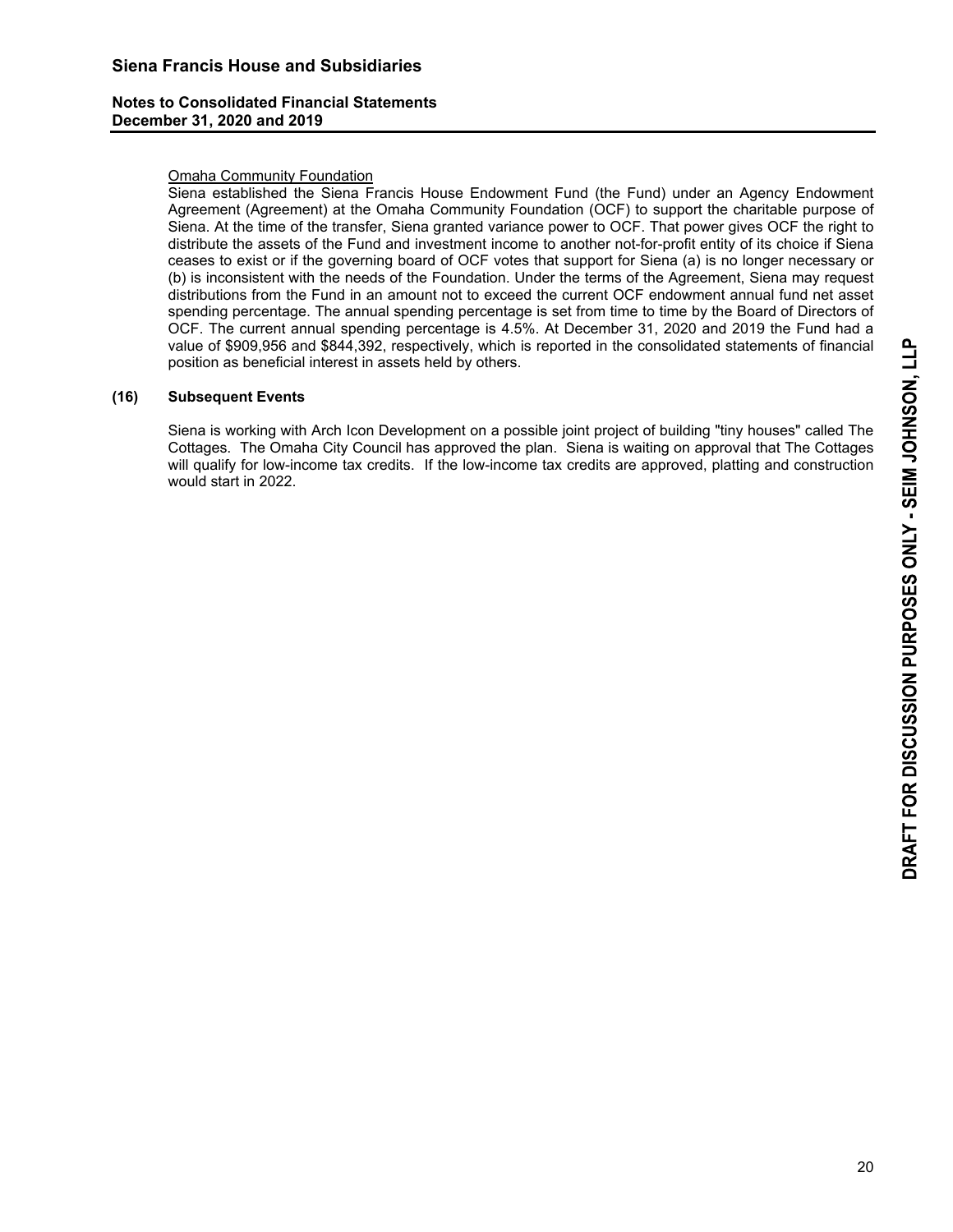Omaha Community Foundation

Siena established the Siena Francis House Endowment Fund (the Fund) under an Agency Endowment Agreement (Agreement) at the Omaha Community Foundation (OCF) to support the charitable purpose of Siena. At the time of the transfer, Siena granted variance power to OCF. That power gives OCF the right to distribute the assets of the Fund and investment income to another not-for-profit entity of its choice if Siena ceases to exist or if the governing board of OCF votes that support for Siena (a) is no longer necessary or (b) is inconsistent with the needs of the Foundation. Under the terms of the Agreement, Siena may request distributions from the Fund in an amount not to exceed the current OCF endowment annual fund net asset spending percentage. The annual spending percentage is set from time to time by the Board of Directors of OCF. The current annual spending percentage is 4.5%. At December 31, 2020 and 2019 the Fund had a value of $909,956 and $844,392, respectively, which is reported in the consolidated statements of financial position as beneficial interest in assets held by others.

## (16) Subsequent Events

Siena is working with Arch Icon Development on a possible joint project of building "tiny houses" called The Cottages. The Omaha City Council has approved the plan. Siena is waiting on approval that The Cottages will qualify for low-income tax credits. If the low-income tax credits are approved, platting and construction would start in 2022.

DRAFT FOR DISCUSSION PURPOSES ONLY - SEIM JOHNSON, LLP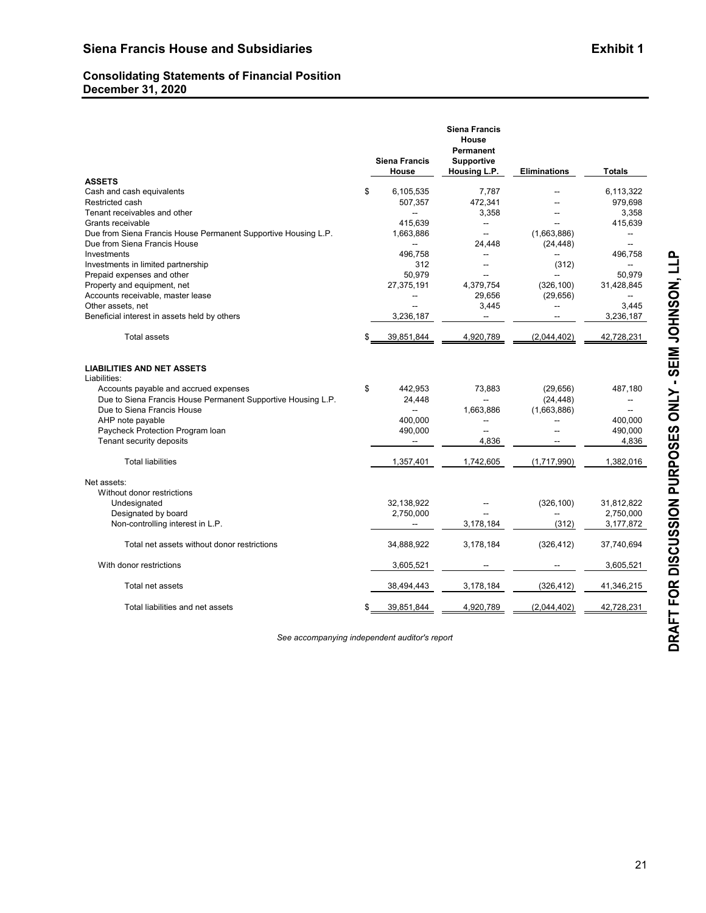# Siena Francis House and Subsidiaries

**Exhibit 1**

## Consolidating Statements of Financial Position
## December 31, 2020

| | Siena Francis House | Siena Francis House Permanent Supportive Housing L.P. | Eliminations | Totals |
|---|---|---|---|---|
| **ASSETS** | | | | |
| Cash and cash equivalents | $ 6,105,535 | 7,787 | -- | 6,113,322 |
| Restricted cash | 507,357 | 472,341 | -- | 979,698 |
| Tenant receivables and other | -- | 3,358 | -- | 3,358 |
| Grants receivable | 415,639 | -- | -- | 415,639 |
| Due from Siena Francis House Permanent Supportive Housing L.P. | 1,663,886 | -- | (1,663,886) | -- |
| Due from Siena Francis House | -- | 24,448 | (24,448) | -- |
| Investments | 496,758 | -- | -- | 496,758 |
| Investments in limited partnership | 312 | -- | (312) | -- |
| Prepaid expenses and other | 50,979 | -- | -- | 50,979 |
| Property and equipment, net | 27,375,191 | 4,379,754 | (326,100) | 31,428,845 |
| Accounts receivable, master lease | -- | 29,656 | (29,656) | -- |
| Other assets, net | -- | 3,445 | -- | 3,445 |
| Beneficial interest in assets held by others | 3,236,187 | -- | -- | 3,236,187 |
| Total assets | $ 39,851,844 | 4,920,789 | (2,044,402) | 42,728,231 |
| **LIABILITIES AND NET ASSETS** | | | | |
| Liabilities: | | | | |
| Accounts payable and accrued expenses | $ 442,953 | 73,883 | (29,656) | 487,180 |
| Due to Siena Francis House Permanent Supportive Housing L.P. | 24,448 | -- | (24,448) | -- |
| Due to Siena Francis House | -- | 1,663,886 | (1,663,886) | -- |
| AHP note payable | 400,000 | -- | -- | 400,000 |
| Paycheck Protection Program loan | 490,000 | -- | -- | 490,000 |
| Tenant security deposits | -- | 4,836 | -- | 4,836 |
| Total liabilities | 1,357,401 | 1,742,605 | (1,717,990) | 1,382,016 |
| Net assets: | | | | |
| Without donor restrictions | | | | |
| Undesignated | 32,138,922 | -- | (326,100) | 31,812,822 |
| Designated by board | 2,750,000 | -- | -- | 2,750,000 |
| Non-controlling interest in L.P. | -- | 3,178,184 | (312) | 3,177,872 |
| Total net assets without donor restrictions | 34,888,922 | 3,178,184 | (326,412) | 37,740,694 |
| With donor restrictions | 3,605,521 | -- | -- | 3,605,521 |
| Total net assets | 38,494,443 | 3,178,184 | (326,412) | 41,346,215 |
| Total liabilities and net assets | $ 39,851,844 | 4,920,789 | (2,044,402) | 42,728,231 |

*See accompanying independent auditor's report*

DRAFT FOR DISCUSSION PURPOSES ONLY - SEIM JOHNSON, LLP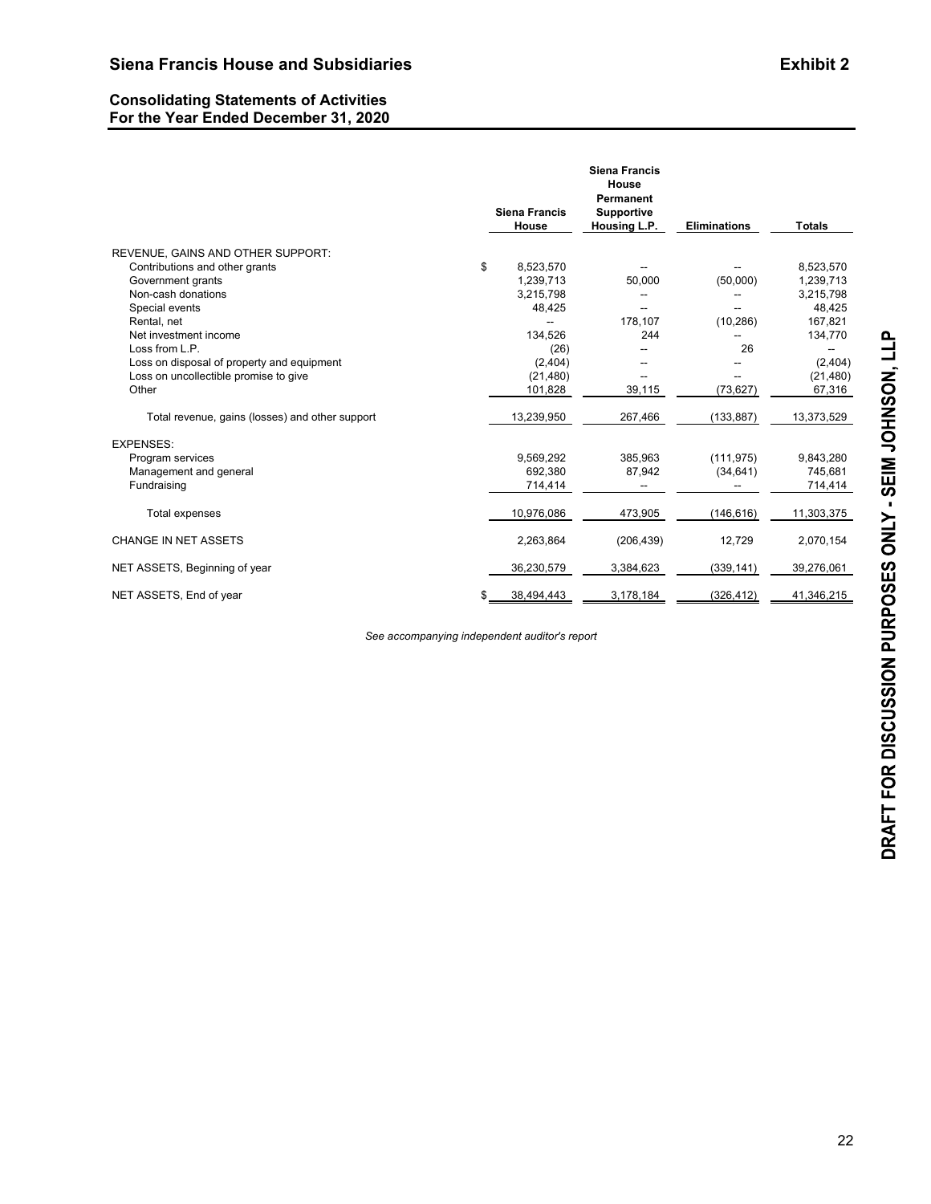## Siena Francis House and Subsidiaries

**Exhibit 2**

### Consolidating Statements of Activities
### For the Year Ended December 31, 2020

| | Siena Francis House | Siena Francis House Permanent Supportive Housing L.P. | Eliminations | Totals |
|---|---|---|---|---|
| REVENUE, GAINS AND OTHER SUPPORT: | | | | |
| Contributions and other grants | $ 8,523,570 | -- | -- | 8,523,570 |
| Government grants | 1,239,713 | 50,000 | (50,000) | 1,239,713 |
| Non-cash donations | 3,215,798 | -- | -- | 3,215,798 |
| Special events | 48,425 | -- | -- | 48,425 |
| Rental, net | -- | 178,107 | (10,286) | 167,821 |
| Net investment income | 134,526 | 244 | -- | 134,770 |
| Loss from L.P. | (26) | -- | 26 | -- |
| Loss on disposal of property and equipment | (2,404) | -- | -- | (2,404) |
| Loss on uncollectible promise to give | (21,480) | -- | -- | (21,480) |
| Other | 101,828 | 39,115 | (73,627) | 67,316 |
| Total revenue, gains (losses) and other support | 13,239,950 | 267,466 | (133,887) | 13,373,529 |
| EXPENSES: | | | | |
| Program services | 9,569,292 | 385,963 | (111,975) | 9,843,280 |
| Management and general | 692,380 | 87,942 | (34,641) | 745,681 |
| Fundraising | 714,414 | -- | -- | 714,414 |
| Total expenses | 10,976,086 | 473,905 | (146,616) | 11,303,375 |
| CHANGE IN NET ASSETS | 2,263,864 | (206,439) | 12,729 | 2,070,154 |
| NET ASSETS, Beginning of year | 36,230,579 | 3,384,623 | (339,141) | 39,276,061 |
| NET ASSETS, End of year | $ 38,494,443 | 3,178,184 | (326,412) | 41,346,215 |

*See accompanying independent auditor's report*

**DRAFT FOR DISCUSSION PURPOSES ONLY - SEIM JOHNSON, LLP**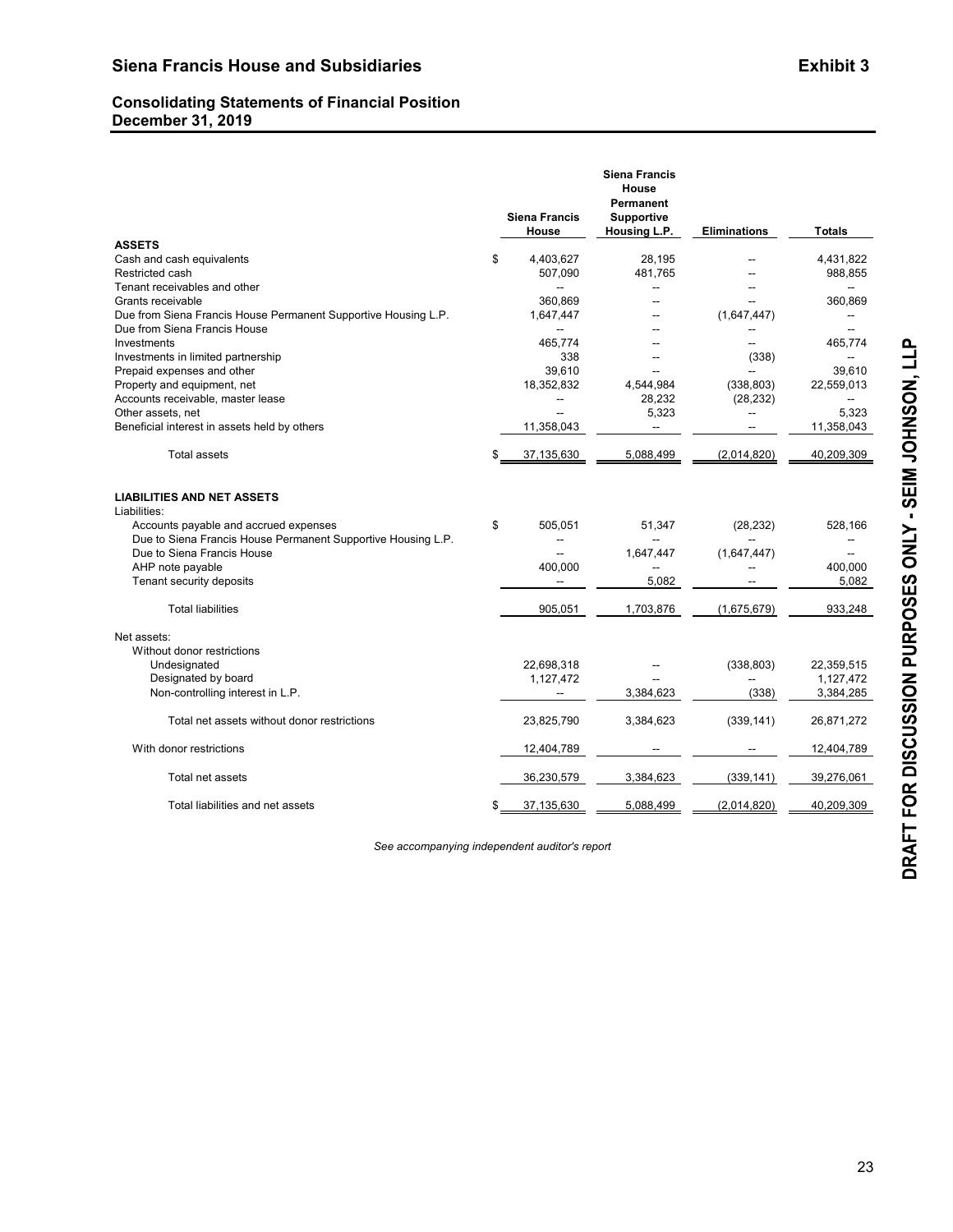## Siena Francis House and Subsidiaries

**Exhibit 3**

### Consolidating Statements of Financial Position
### December 31, 2019

| | Siena Francis House | Siena Francis House Permanent Supportive Housing L.P. | Eliminations | Totals |
|---|---|---|---|---|
| **ASSETS** | | | | |
| Cash and cash equivalents | $ 4,403,627 | 28,195 | -- | 4,431,822 |
| Restricted cash | 507,090 | 481,765 | -- | 988,855 |
| Tenant receivables and other | -- | -- | -- | -- |
| Grants receivable | 360,869 | -- | -- | 360,869 |
| Due from Siena Francis House Permanent Supportive Housing L.P. | 1,647,447 | -- | (1,647,447) | -- |
| Due from Siena Francis House | -- | -- | -- | -- |
| Investments | 465,774 | -- | -- | 465,774 |
| Investments in limited partnership | 338 | -- | (338) | -- |
| Prepaid expenses and other | 39,610 | -- | -- | 39,610 |
| Property and equipment, net | 18,352,832 | 4,544,984 | (338,803) | 22,559,013 |
| Accounts receivable, master lease | -- | 28,232 | (28,232) | -- |
| Other assets, net | -- | 5,323 | -- | 5,323 |
| Beneficial interest in assets held by others | 11,358,043 | -- | -- | 11,358,043 |
| Total assets | $ 37,135,630 | 5,088,499 | (2,014,820) | 40,209,309 |
| **LIABILITIES AND NET ASSETS** | | | | |
| Liabilities: | | | | |
| Accounts payable and accrued expenses | $ 505,051 | 51,347 | (28,232) | 528,166 |
| Due to Siena Francis House Permanent Supportive Housing L.P. | -- | -- | -- | -- |
| Due to Siena Francis House | -- | 1,647,447 | (1,647,447) | -- |
| AHP note payable | 400,000 | -- | -- | 400,000 |
| Tenant security deposits | -- | 5,082 | -- | 5,082 |
| Total liabilities | 905,051 | 1,703,876 | (1,675,679) | 933,248 |
| Net assets: | | | | |
| Without donor restrictions | | | | |
| Undesignated | 22,698,318 | -- | (338,803) | 22,359,515 |
| Designated by board | 1,127,472 | -- | -- | 1,127,472 |
| Non-controlling interest in L.P. | -- | 3,384,623 | (338) | 3,384,285 |
| Total net assets without donor restrictions | 23,825,790 | 3,384,623 | (339,141) | 26,871,272 |
| With donor restrictions | 12,404,789 | -- | -- | 12,404,789 |
| Total net assets | 36,230,579 | 3,384,623 | (339,141) | 39,276,061 |
| Total liabilities and net assets | $ 37,135,630 | 5,088,499 | (2,014,820) | 40,209,309 |

*See accompanying independent auditor's report*

DRAFT FOR DISCUSSION PURPOSES ONLY - SEIM JOHNSON, LLP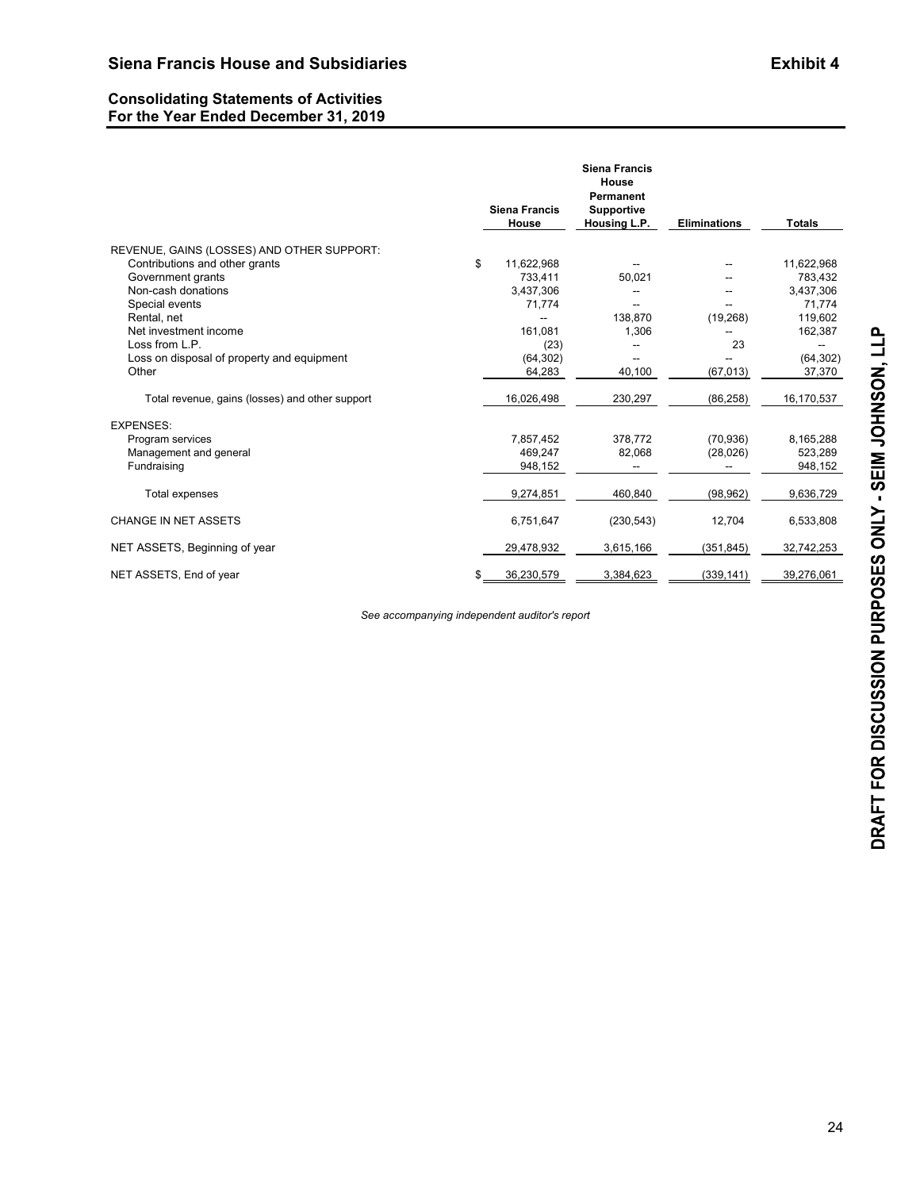## Siena Francis House and Subsidiaries

**Exhibit 4**

### Consolidating Statements of Activities
### For the Year Ended December 31, 2019

| | Siena Francis House | Siena Francis House Permanent Supportive Housing L.P. | Eliminations | Totals |
|---|---|---|---|---|
| REVENUE, GAINS (LOSSES) AND OTHER SUPPORT: | | | | |
| Contributions and other grants | $ 11,622,968 | -- | -- | 11,622,968 |
| Government grants | 733,411 | 50,021 | -- | 783,432 |
| Non-cash donations | 3,437,306 | -- | -- | 3,437,306 |
| Special events | 71,774 | -- | -- | 71,774 |
| Rental, net | -- | 138,870 | (19,268) | 119,602 |
| Net investment income | 161,081 | 1,306 | -- | 162,387 |
| Loss from L.P. | (23) | -- | 23 | -- |
| Loss on disposal of property and equipment | (64,302) | -- | -- | (64,302) |
| Other | 64,283 | 40,100 | (67,013) | 37,370 |
| Total revenue, gains (losses) and other support | 16,026,498 | 230,297 | (86,258) | 16,170,537 |
| EXPENSES: | | | | |
| Program services | 7,857,452 | 378,772 | (70,936) | 8,165,288 |
| Management and general | 469,247 | 82,068 | (28,026) | 523,289 |
| Fundraising | 948,152 | -- | -- | 948,152 |
| Total expenses | 9,274,851 | 460,840 | (98,962) | 9,636,729 |
| CHANGE IN NET ASSETS | 6,751,647 | (230,543) | 12,704 | 6,533,808 |
| NET ASSETS, Beginning of year | 29,478,932 | 3,615,166 | (351,845) | 32,742,253 |
| NET ASSETS, End of year | $ 36,230,579 | 3,384,623 | (339,141) | 39,276,061 |

*See accompanying independent auditor's report*

DRAFT FOR DISCUSSION PURPOSES ONLY - SEIM JOHNSON, LLP